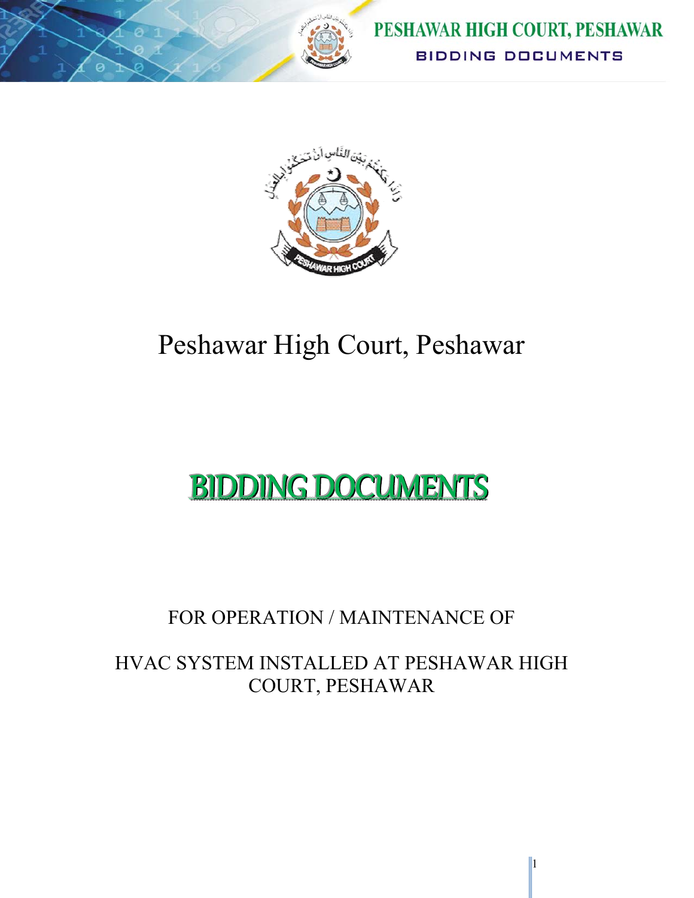# Peshawar High Court, Peshawar

# BIDDING DOCUMENTS

FOR OPERATION / MAINTENANCE OF

HVAC SYSTEM INSTALLED AT PESHAWAR HIGH COURT, PESHAWAR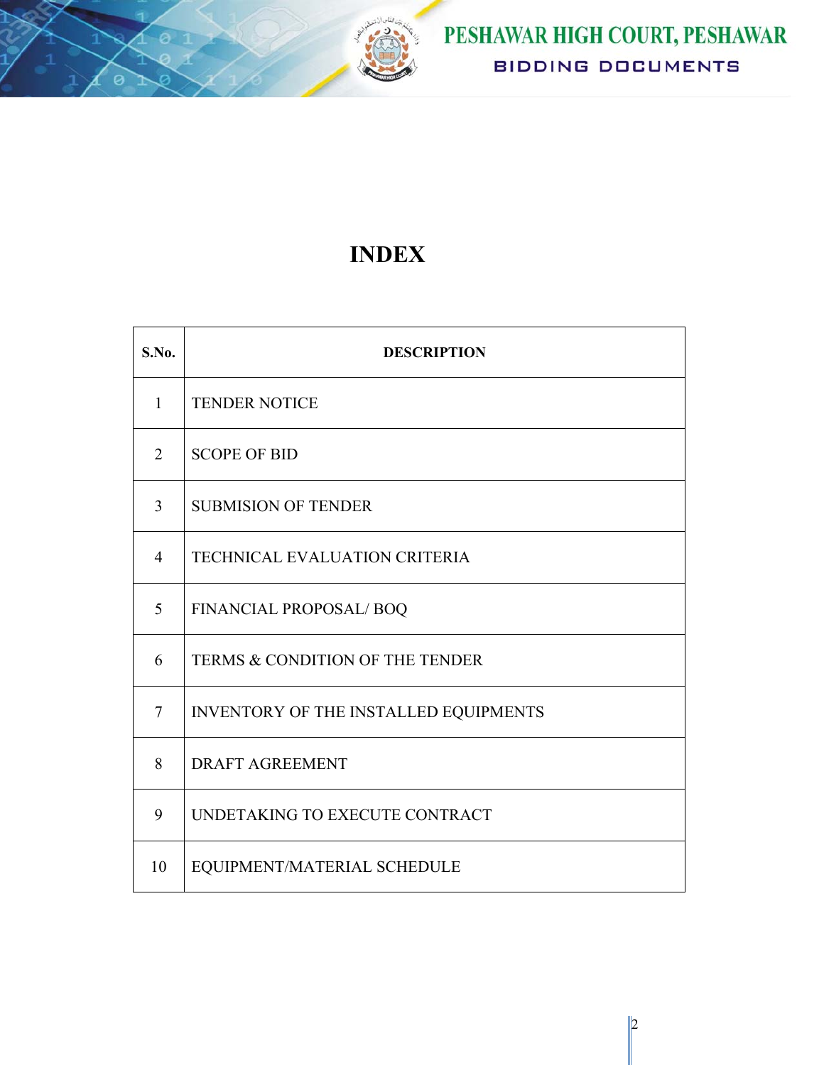# INDEX

| S.No. | DESCRIPTION |
|---|---|
| 1 | TENDER NOTICE |
| 2 | SCOPE OF BID |
| 3 | SUBMISION OF TENDER |
| 4 | TECHNICAL EVALUATION CRITERIA |
| 5 | FINANCIAL PROPOSAL/ BOQ |
| 6 | TERMS & CONDITION OF THE TENDER |
| 7 | INVENTORY OF THE INSTALLED EQUIPMENTS |
| 8 | DRAFT AGREEMENT |
| 9 | UNDETAKING TO EXECUTE CONTRACT |
| 10 | EQUIPMENT/MATERIAL SCHEDULE |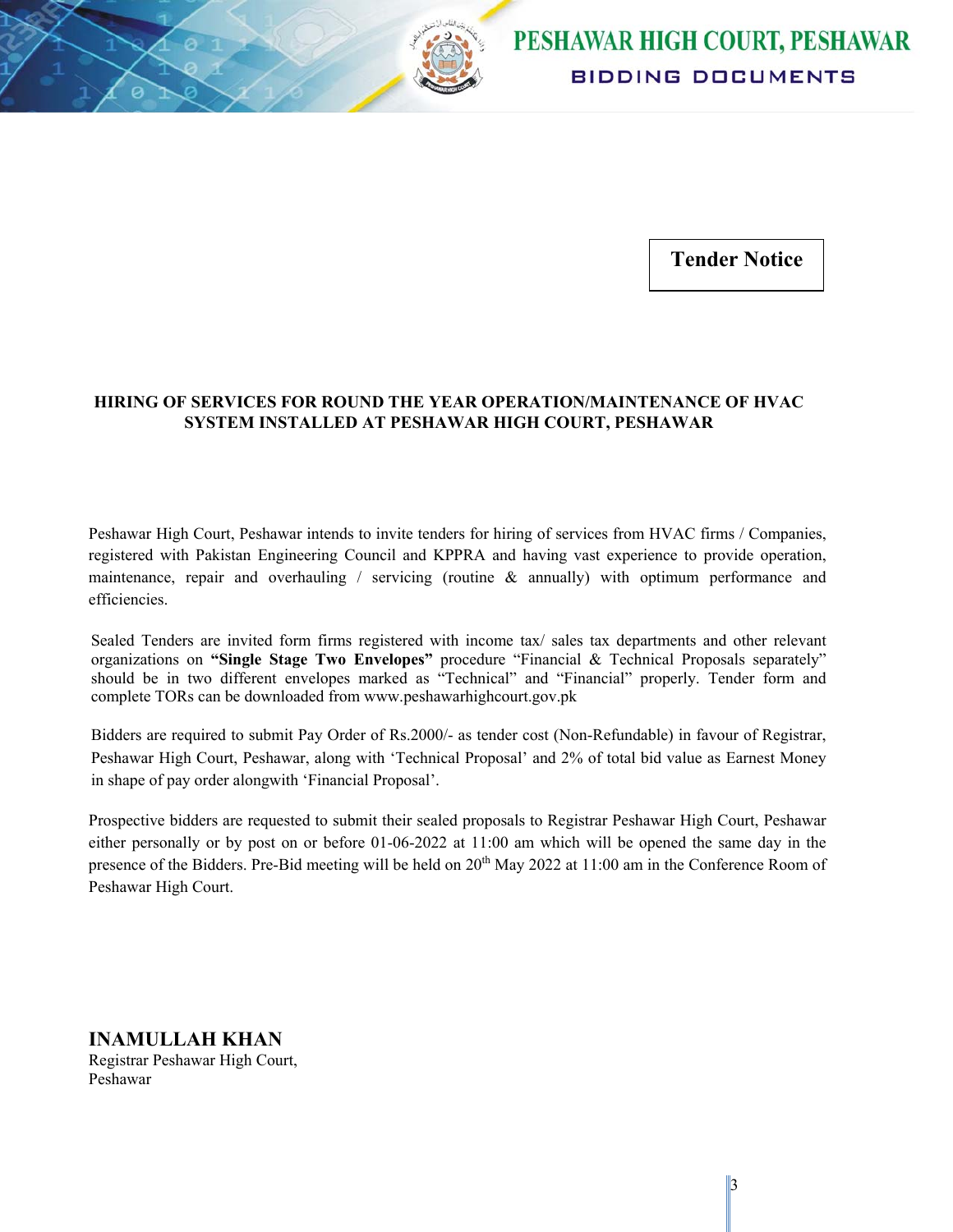# Tender Notice

**HIRING OF SERVICES FOR ROUND THE YEAR OPERATION/MAINTENANCE OF HVAC SYSTEM INSTALLED AT PESHAWAR HIGH COURT, PESHAWAR**

Peshawar High Court, Peshawar intends to invite tenders for hiring of services from HVAC firms / Companies, registered with Pakistan Engineering Council and KPPRA and having vast experience to provide operation, maintenance, repair and overhauling / servicing (routine & annually) with optimum performance and efficiencies.

Sealed Tenders are invited form firms registered with income tax/ sales tax departments and other relevant organizations on **"Single Stage Two Envelopes"** procedure "Financial & Technical Proposals separately" should be in two different envelopes marked as "Technical" and "Financial" properly. Tender form and complete TORs can be downloaded from www.peshawarhighcourt.gov.pk

Bidders are required to submit Pay Order of Rs.2000/- as tender cost (Non-Refundable) in favour of Registrar, Peshawar High Court, Peshawar, along with 'Technical Proposal' and 2% of total bid value as Earnest Money in shape of pay order alongwith 'Financial Proposal'.

Prospective bidders are requested to submit their sealed proposals to Registrar Peshawar High Court, Peshawar either personally or by post on or before 01-06-2022 at 11:00 am which will be opened the same day in the presence of the Bidders. Pre-Bid meeting will be held on 20th May 2022 at 11:00 am in the Conference Room of Peshawar High Court.

**INAMULLAH KHAN**
Registrar Peshawar High Court,
Peshawar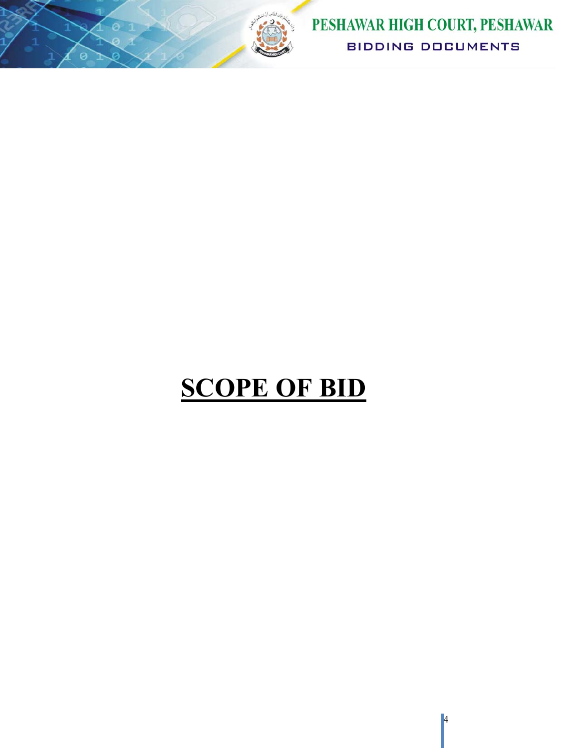# SCOPE OF BID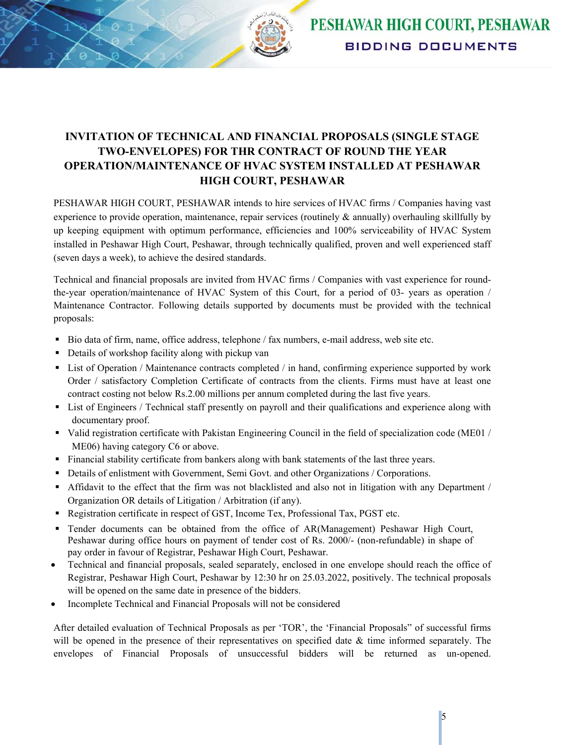## INVITATION OF TECHNICAL AND FINANCIAL PROPOSALS (SINGLE STAGE TWO-ENVELOPES) FOR THR CONTRACT OF ROUND THE YEAR OPERATION/MAINTENANCE OF HVAC SYSTEM INSTALLED AT PESHAWAR HIGH COURT, PESHAWAR

PESHAWAR HIGH COURT, PESHAWAR intends to hire services of HVAC firms / Companies having vast experience to provide operation, maintenance, repair services (routinely & annually) overhauling skillfully by up keeping equipment with optimum performance, efficiencies and 100% serviceability of HVAC System installed in Peshawar High Court, Peshawar, through technically qualified, proven and well experienced staff (seven days a week), to achieve the desired standards.

Technical and financial proposals are invited from HVAC firms / Companies with vast experience for round-the-year operation/maintenance of HVAC System of this Court, for a period of 03- years as operation / Maintenance Contractor. Following details supported by documents must be provided with the technical proposals:

- Bio data of firm, name, office address, telephone / fax numbers, e-mail address, web site etc.
- Details of workshop facility along with pickup van
- List of Operation / Maintenance contracts completed / in hand, confirming experience supported by work Order / satisfactory Completion Certificate of contracts from the clients. Firms must have at least one contract costing not below Rs.2.00 millions per annum completed during the last five years.
- List of Engineers / Technical staff presently on payroll and their qualifications and experience along with documentary proof.
- Valid registration certificate with Pakistan Engineering Council in the field of specialization code (ME01 / ME06) having category C6 or above.
- Financial stability certificate from bankers along with bank statements of the last three years.
- Details of enlistment with Government, Semi Govt. and other Organizations / Corporations.
- Affidavit to the effect that the firm was not blacklisted and also not in litigation with any Department / Organization OR details of Litigation / Arbitration (if any).
- Registration certificate in respect of GST, Income Tex, Professional Tax, PGST etc.
- Tender documents can be obtained from the office of AR(Management) Peshawar High Court, Peshawar during office hours on payment of tender cost of Rs. 2000/- (non-refundable) in shape of pay order in favour of Registrar, Peshawar High Court, Peshawar.
- Technical and financial proposals, sealed separately, enclosed in one envelope should reach the office of Registrar, Peshawar High Court, Peshawar by 12:30 hr on 25.03.2022, positively. The technical proposals will be opened on the same date in presence of the bidders.
- Incomplete Technical and Financial Proposals will not be considered

After detailed evaluation of Technical Proposals as per 'TOR', the 'Financial Proposals" of successful firms will be opened in the presence of their representatives on specified date & time informed separately. The envelopes of Financial Proposals of unsuccessful bidders will be returned as un-opened.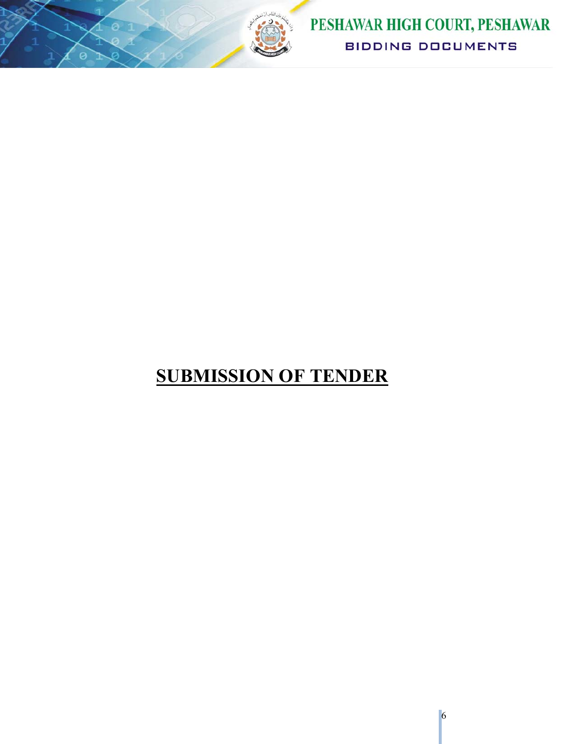# **SUBMISSION OF TENDER**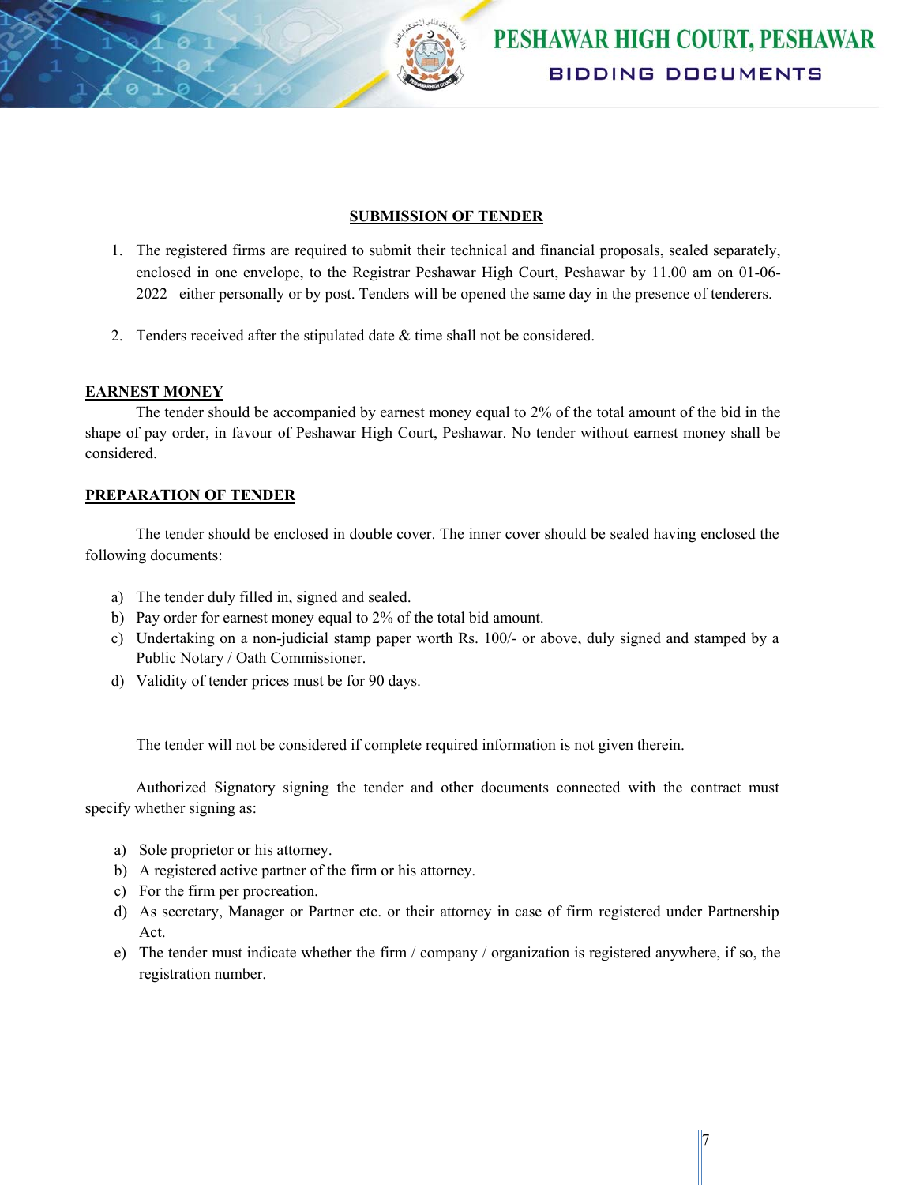## SUBMISSION OF TENDER

1. The registered firms are required to submit their technical and financial proposals, sealed separately, enclosed in one envelope, to the Registrar Peshawar High Court, Peshawar by 11.00 am on 01-06-2022 either personally or by post. Tenders will be opened the same day in the presence of tenderers.

2. Tenders received after the stipulated date & time shall not be considered.

## EARNEST MONEY

The tender should be accompanied by earnest money equal to 2% of the total amount of the bid in the shape of pay order, in favour of Peshawar High Court, Peshawar. No tender without earnest money shall be considered.

## PREPARATION OF TENDER

The tender should be enclosed in double cover. The inner cover should be sealed having enclosed the following documents:

a) The tender duly filled in, signed and sealed.
b) Pay order for earnest money equal to 2% of the total bid amount.
c) Undertaking on a non-judicial stamp paper worth Rs. 100/- or above, duly signed and stamped by a Public Notary / Oath Commissioner.
d) Validity of tender prices must be for 90 days.

The tender will not be considered if complete required information is not given therein.

Authorized Signatory signing the tender and other documents connected with the contract must specify whether signing as:

a) Sole proprietor or his attorney.
b) A registered active partner of the firm or his attorney.
c) For the firm per procreation.
d) As secretary, Manager or Partner etc. or their attorney in case of firm registered under Partnership Act.
e) The tender must indicate whether the firm / company / organization is registered anywhere, if so, the registration number.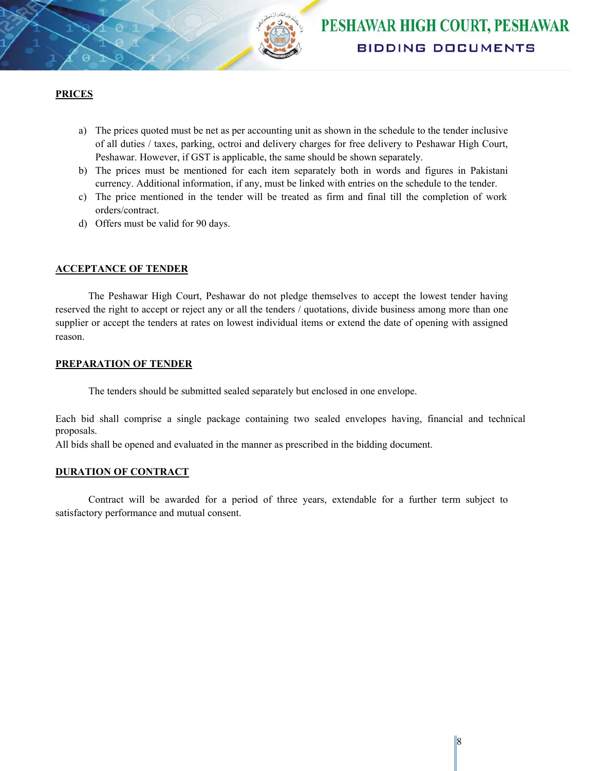**PRICES**

a) The prices quoted must be net as per accounting unit as shown in the schedule to the tender inclusive of all duties / taxes, parking, octroi and delivery charges for free delivery to Peshawar High Court, Peshawar. However, if GST is applicable, the same should be shown separately.

b) The prices must be mentioned for each item separately both in words and figures in Pakistani currency. Additional information, if any, must be linked with entries on the schedule to the tender.

c) The price mentioned in the tender will be treated as firm and final till the completion of work orders/contract.

d) Offers must be valid for 90 days.

**ACCEPTANCE OF TENDER**

The Peshawar High Court, Peshawar do not pledge themselves to accept the lowest tender having reserved the right to accept or reject any or all the tenders / quotations, divide business among more than one supplier or accept the tenders at rates on lowest individual items or extend the date of opening with assigned reason.

**PREPARATION OF TENDER**

The tenders should be submitted sealed separately but enclosed in one envelope.

Each bid shall comprise a single package containing two sealed envelopes having, financial and technical proposals.
All bids shall be opened and evaluated in the manner as prescribed in the bidding document.

**DURATION OF CONTRACT**

Contract will be awarded for a period of three years, extendable for a further term subject to satisfactory performance and mutual consent.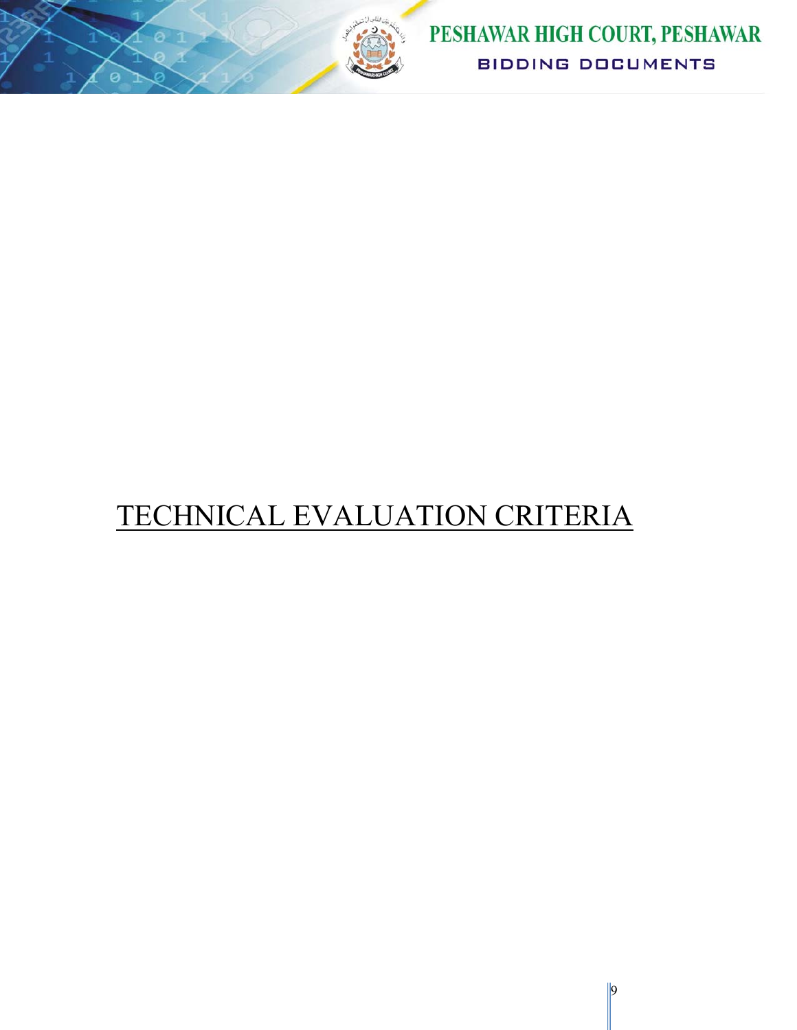# TECHNICAL EVALUATION CRITERIA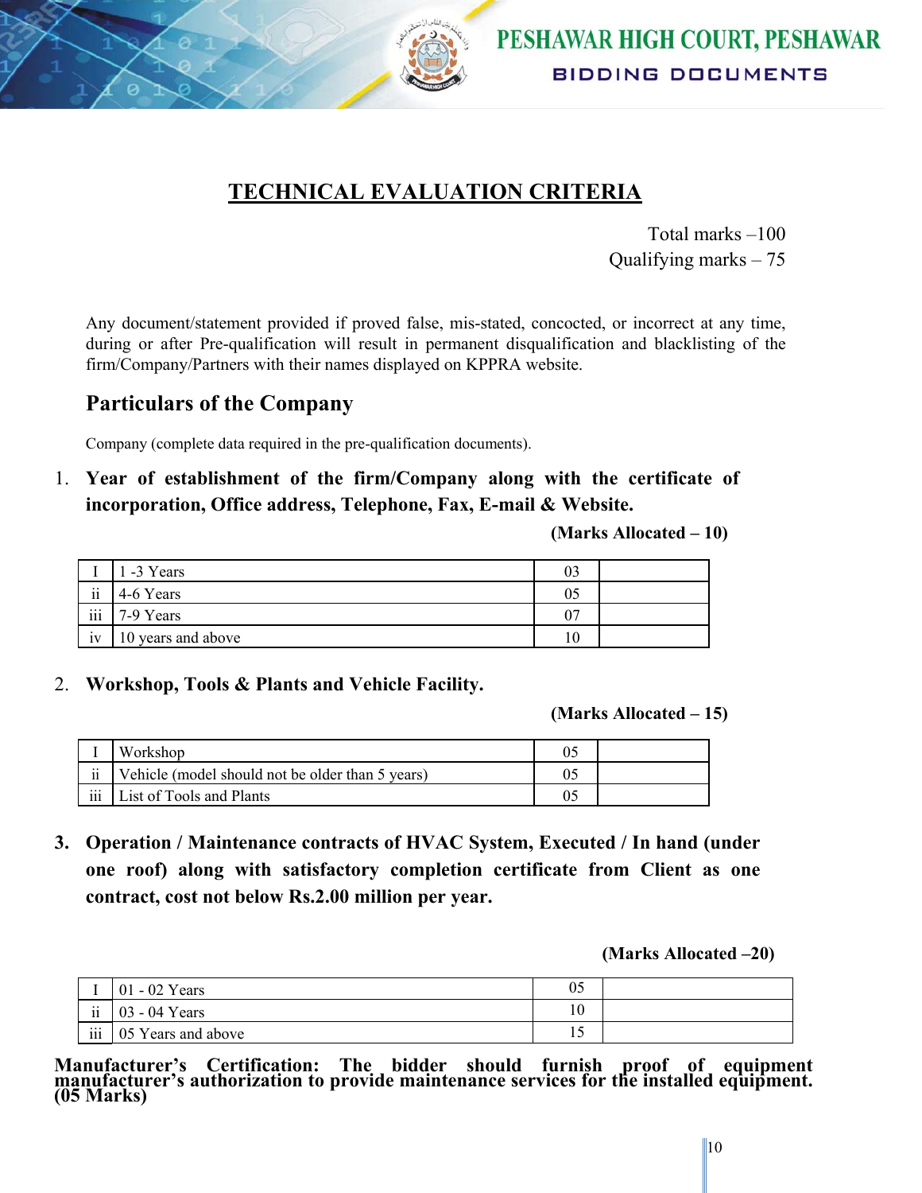# TECHNICAL EVALUATION CRITERIA

Total marks –100
Qualifying marks – 75

Any document/statement provided if proved false, mis-stated, concocted, or incorrect at any time, during or after Pre-qualification will result in permanent disqualification and blacklisting of the firm/Company/Partners with their names displayed on KPPRA website.

## Particulars of the Company

Company (complete data required in the pre-qualification documents).

1. **Year of establishment of the firm/Company along with the certificate of incorporation, Office address, Telephone, Fax, E-mail & Website.**

**(Marks Allocated – 10)**

| | | | |
|---|---|---|---|
| I | 1 -3 Years | 03 | |
| ii | 4-6 Years | 05 | |
| iii | 7-9 Years | 07 | |
| iv | 10 years and above | 10 | |

2. **Workshop, Tools & Plants and Vehicle Facility.**

**(Marks Allocated – 15)**

| | | | |
|---|---|---|---|
| I | Workshop | 05 | |
| ii | Vehicle (model should not be older than 5 years) | 05 | |
| iii | List of Tools and Plants | 05 | |

3. **Operation / Maintenance contracts of HVAC System, Executed / In hand (under one roof) along with satisfactory completion certificate from Client as one contract, cost not below Rs.2.00 million per year.**

**(Marks Allocated –20)**

| | | | |
|---|---|---|---|
| I | 01 - 02 Years | 05 | |
| ii | 03 - 04 Years | 10 | |
| iii | 05 Years and above | 15 | |

**Manufacturer's Certification: The bidder should furnish proof of equipment manufacturer's authorization to provide maintenance services for the installed equipment. (05 Marks)**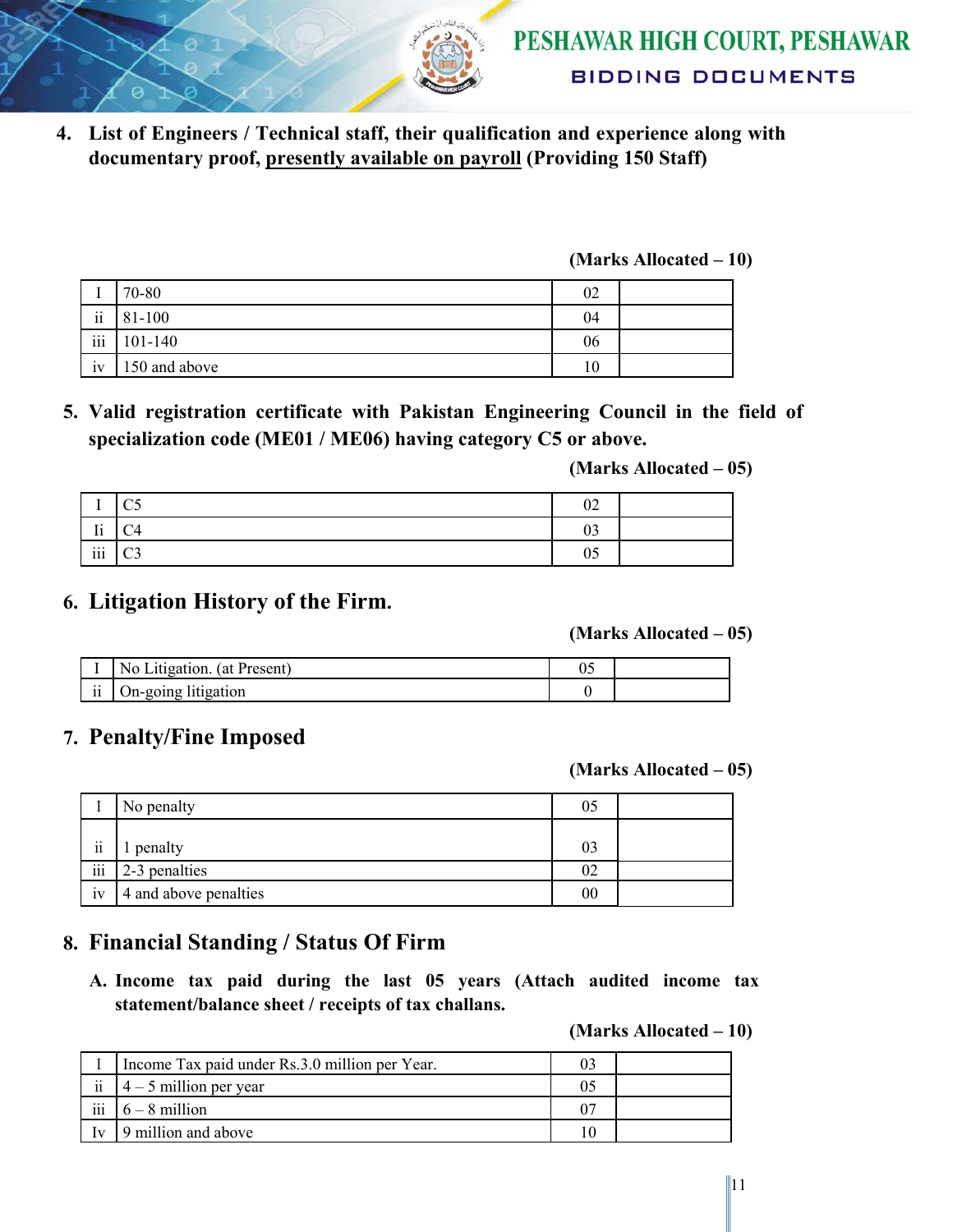4. **List of Engineers / Technical staff, their qualification and experience along with documentary proof, presently available on payroll (Providing 150 Staff)**

**(Marks Allocated – 10)**

| | | | |
|---|---|---|---|
| I | 70-80 | 02 | |
| ii | 81-100 | 04 | |
| iii | 101-140 | 06 | |
| iv | 150 and above | 10 | |

5. **Valid registration certificate with Pakistan Engineering Council in the field of specialization code (ME01 / ME06) having category C5 or above.**

**(Marks Allocated – 05)**

| | | | |
|---|---|---|---|
| I | C5 | 02 | |
| Ii | C4 | 03 | |
| iii | C3 | 05 | |

## 6. Litigation History of the Firm.

**(Marks Allocated – 05)**

| | | | |
|---|---|---|---|
| I | No Litigation. (at Present) | 05 | |
| ii | On-going litigation | 0 | |

## 7. Penalty/Fine Imposed

**(Marks Allocated – 05)**

| | | | |
|---|---|---|---|
| I | No penalty | 05 | |
| ii | 1 penalty | 03 | |
| iii | 2-3 penalties | 02 | |
| iv | 4 and above penalties | 00 | |

## 8. Financial Standing / Status Of Firm

**A. Income tax paid during the last 05 years (Attach audited income tax statement/balance sheet / receipts of tax challans.**

**(Marks Allocated – 10)**

| | | | |
|---|---|---|---|
| I | Income Tax paid under Rs.3.0 million per Year. | 03 | |
| ii | 4 – 5 million per year | 05 | |
| iii | 6 – 8 million | 07 | |
| Iv | 9 million and above | 10 | |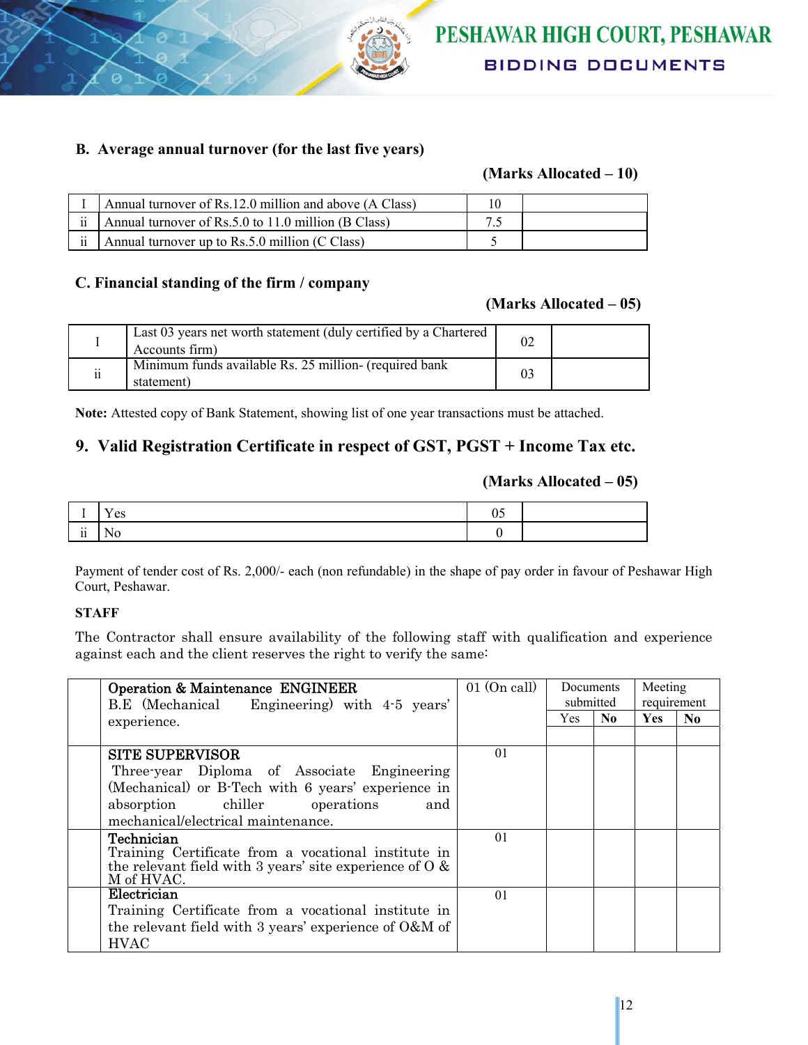**B. Average annual turnover (for the last five years)**

**(Marks Allocated – 10)**

| | | | |
|---|---|---|---|
| I | Annual turnover of Rs.12.0 million and above (A Class) | 10 | |
| ii | Annual turnover of Rs.5.0 to 11.0 million (B Class) | 7.5 | |
| ii | Annual turnover up to Rs.5.0 million (C Class) | 5 | |

**C. Financial standing of the firm / company**

**(Marks Allocated – 05)**

| | | | |
|---|---|---|---|
| I | Last 03 years net worth statement (duly certified by a Chartered Accounts firm) | 02 | |
| ii | Minimum funds available Rs. 25 million- (required bank statement) | 03 | |

**Note:** Attested copy of Bank Statement, showing list of one year transactions must be attached.

## 9. Valid Registration Certificate in respect of GST, PGST + Income Tax etc.

**(Marks Allocated – 05)**

| | | | |
|---|---|---|---|
| I | Yes | 05 | |
| ii | No | 0 | |

Payment of tender cost of Rs. 2,000/- each (non refundable) in the shape of pay order in favour of Peshawar High Court, Peshawar.

**STAFF**

The Contractor shall ensure availability of the following staff with qualification and experience against each and the client reserves the right to verify the same:

| | | | Documents submitted | | Meeting requirement | |
|---|---|---|---|---|---|---|
| | | | Yes | **No** | **Yes** | **No** |
| | Operation & Maintenance ENGINEER<br>B.E (Mechanical Engineering) with 4-5 years' experience. | 01 (On call) | | | | |
| | SITE SUPERVISOR<br>Three-year Diploma of Associate Engineering (Mechanical) or B-Tech with 6 years' experience in absorption chiller operations and mechanical/electrical maintenance. | 01 | | | | |
| | Technician<br>Training Certificate from a vocational institute in the relevant field with 3 years' site experience of O & M of HVAC. | 01 | | | | |
| | Electrician<br>Training Certificate from a vocational institute in the relevant field with 3 years' experience of O&M of HVAC | 01 | | | | |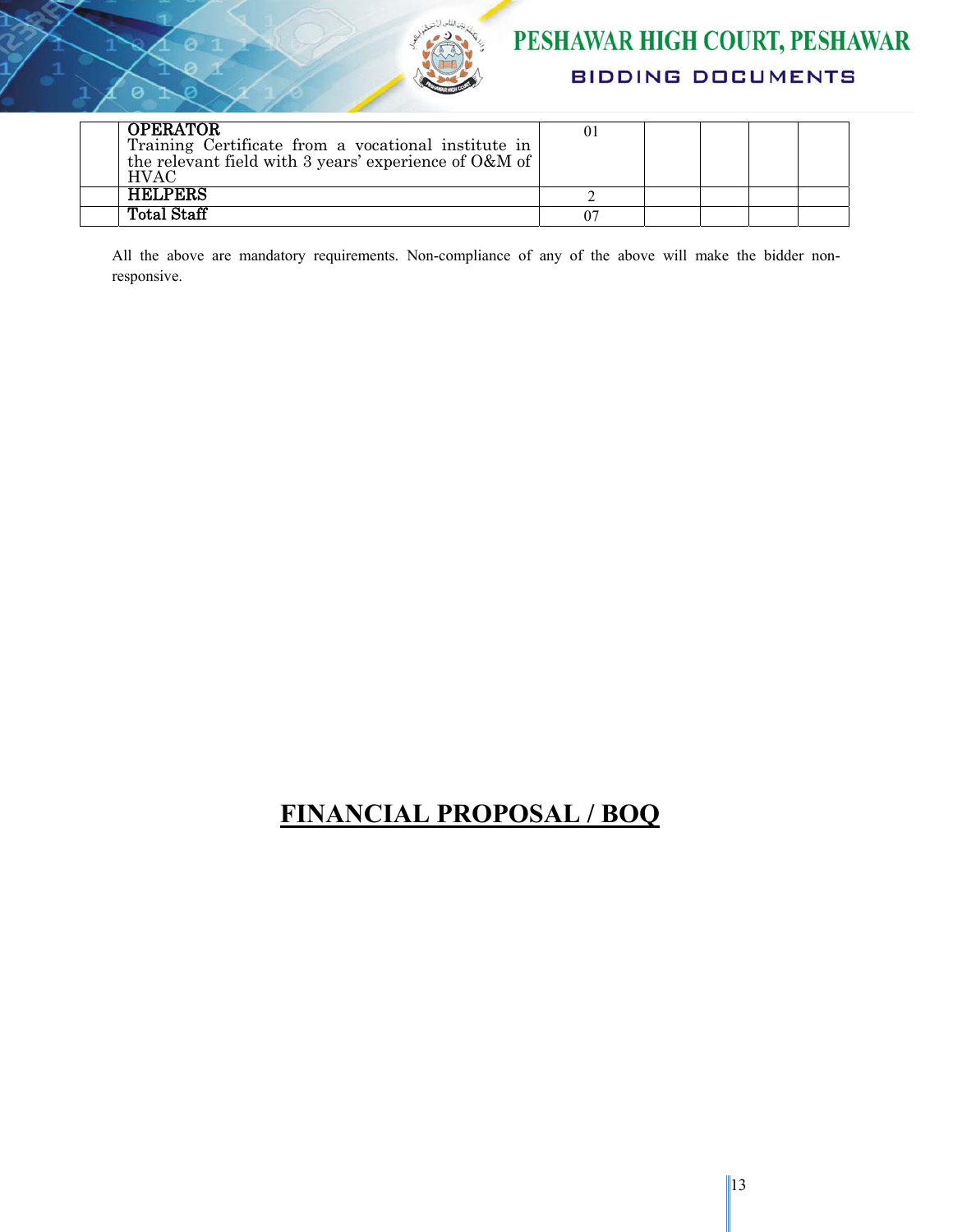|  |  |  |  |  |  |  |
|---|---|---|---|---|---|---|
|  | **OPERATOR**<br>Training Certificate from a vocational institute in the relevant field with 3 years' experience of O&M of HVAC | 01 |  |  |  |  |
|  | **HELPERS** | 2 |  |  |  |  |
|  | **Total Staff** | 07 |  |  |  |  |

All the above are mandatory requirements. Non-compliance of any of the above will make the bidder non-responsive.

# FINANCIAL PROPOSAL / BOQ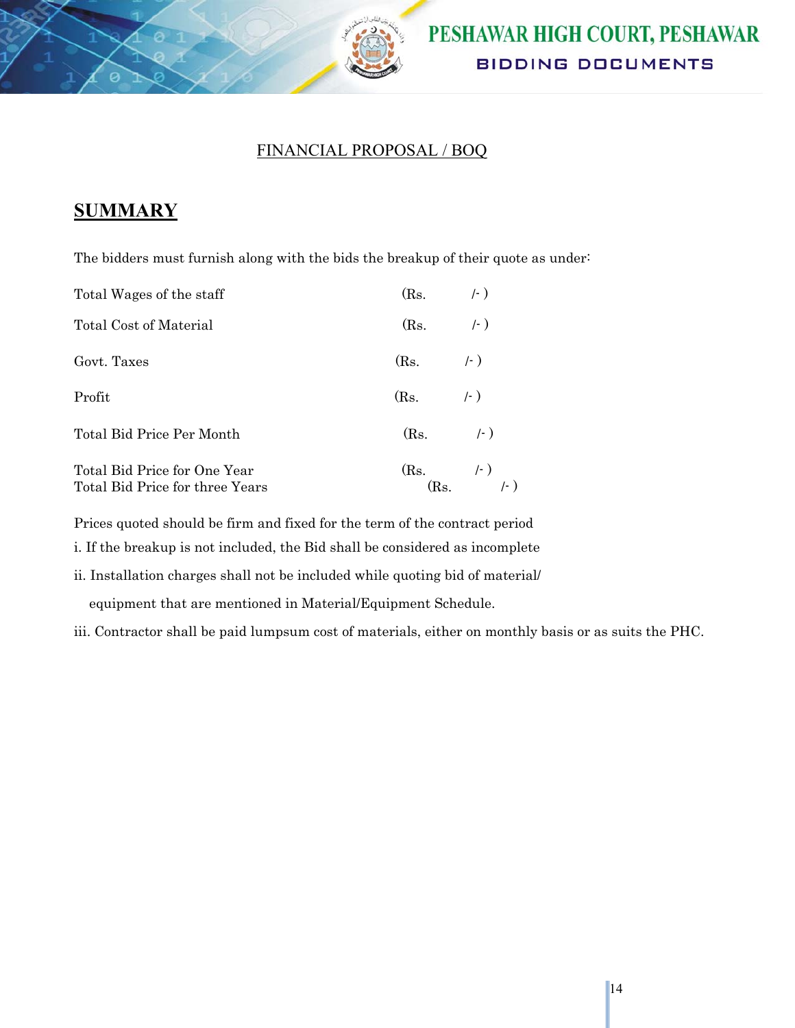FINANCIAL PROPOSAL / BOQ

## SUMMARY

The bidders must furnish along with the bids the breakup of their quote as under:

| | |
|---|---|
| Total Wages of the staff | (Rs. /- ) |
| Total Cost of Material | (Rs. /- ) |
| Govt. Taxes | (Rs. /- ) |
| Profit | (Rs. /- ) |
| Total Bid Price Per Month | (Rs. /- ) |
| Total Bid Price for One Year | (Rs. /- ) |
| Total Bid Price for three Years | (Rs. /- ) |

Prices quoted should be firm and fixed for the term of the contract period

i. If the breakup is not included, the Bid shall be considered as incomplete

ii. Installation charges shall not be included while quoting bid of material/ equipment that are mentioned in Material/Equipment Schedule.

iii. Contractor shall be paid lumpsum cost of materials, either on monthly basis or as suits the PHC.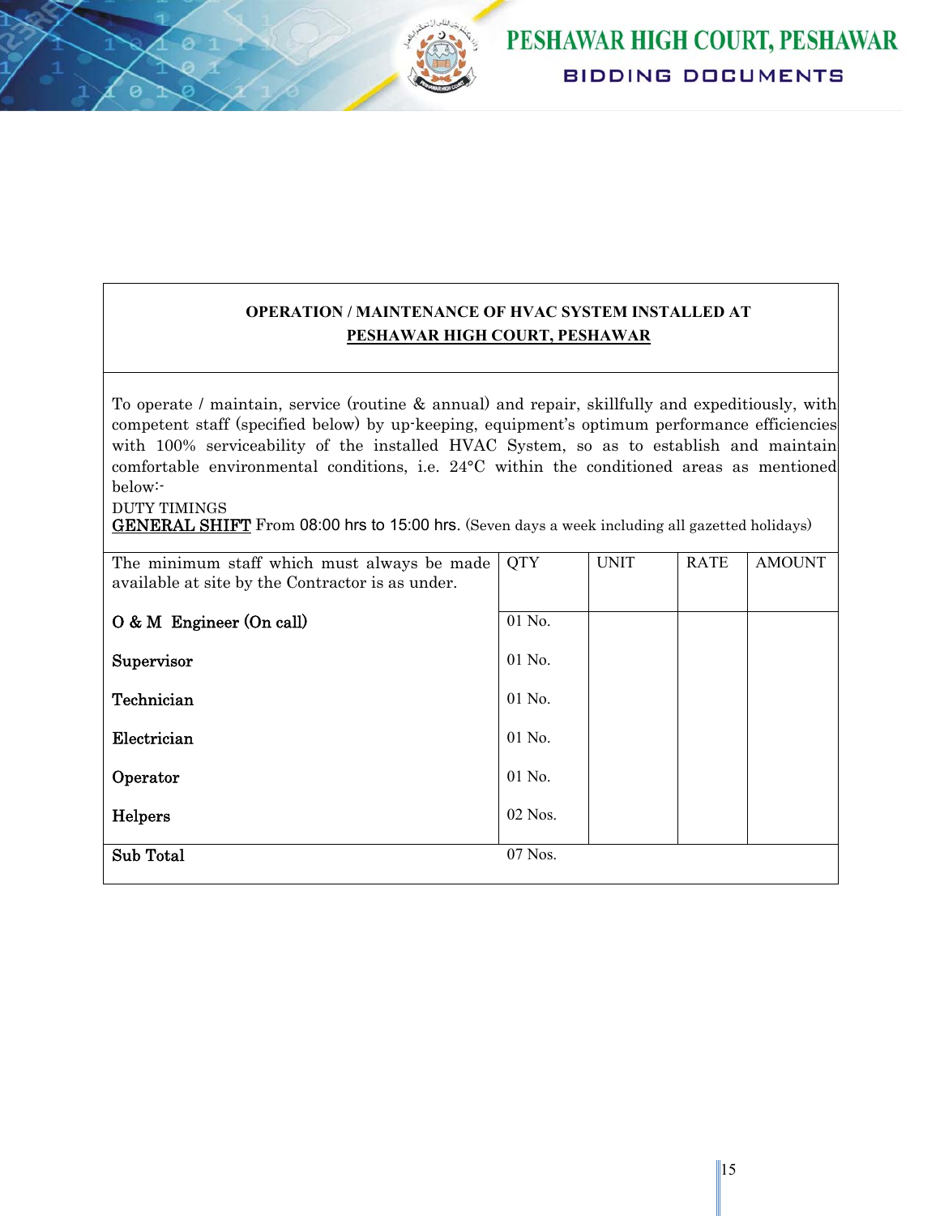**OPERATION / MAINTENANCE OF HVAC SYSTEM INSTALLED AT**
**PESHAWAR HIGH COURT, PESHAWAR**

To operate / maintain, service (routine & annual) and repair, skillfully and expeditiously, with competent staff (specified below) by up-keeping, equipment's optimum performance efficiencies with 100% serviceability of the installed HVAC System, so as to establish and maintain comfortable environmental conditions, i.e. 24°C within the conditioned areas as mentioned below:-

DUTY TIMINGS
<u>GENERAL SHIFT</u> From 08:00 hrs to 15:00 hrs. (Seven days a week including all gazetted holidays)

| The minimum staff which must always be made available at site by the Contractor is as under. | QTY | UNIT | RATE | AMOUNT |
|---|---|---|---|---|
| O & M Engineer (On call) | 01 No. | | | |
| Supervisor | 01 No. | | | |
| Technician | 01 No. | | | |
| Electrician | 01 No. | | | |
| Operator | 01 No. | | | |
| Helpers | 02 Nos. | | | |
| **Sub Total** | 07 Nos. | | | |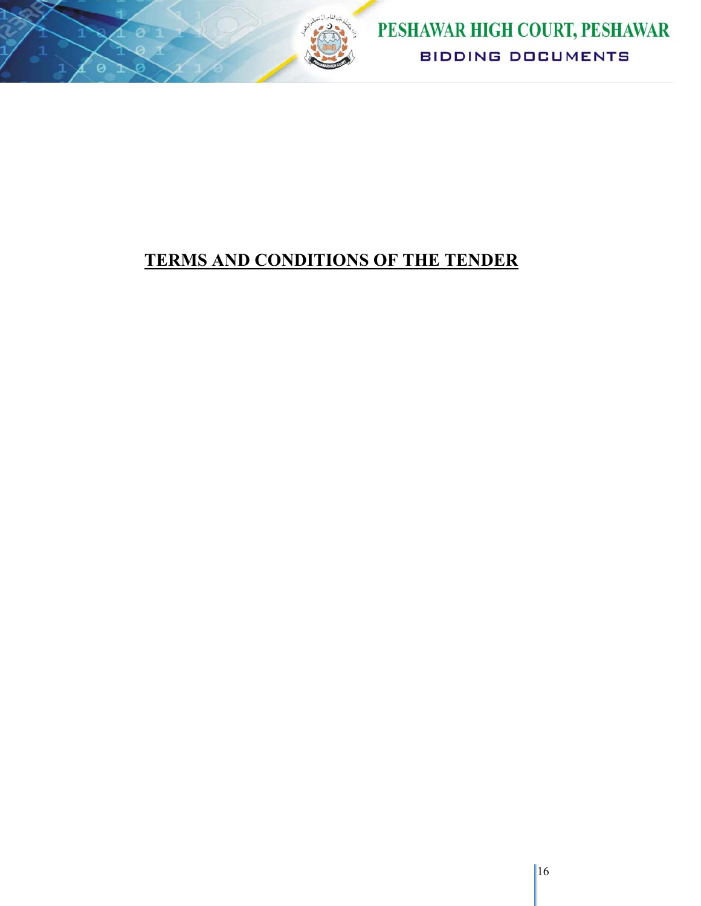# TERMS AND CONDITIONS OF THE TENDER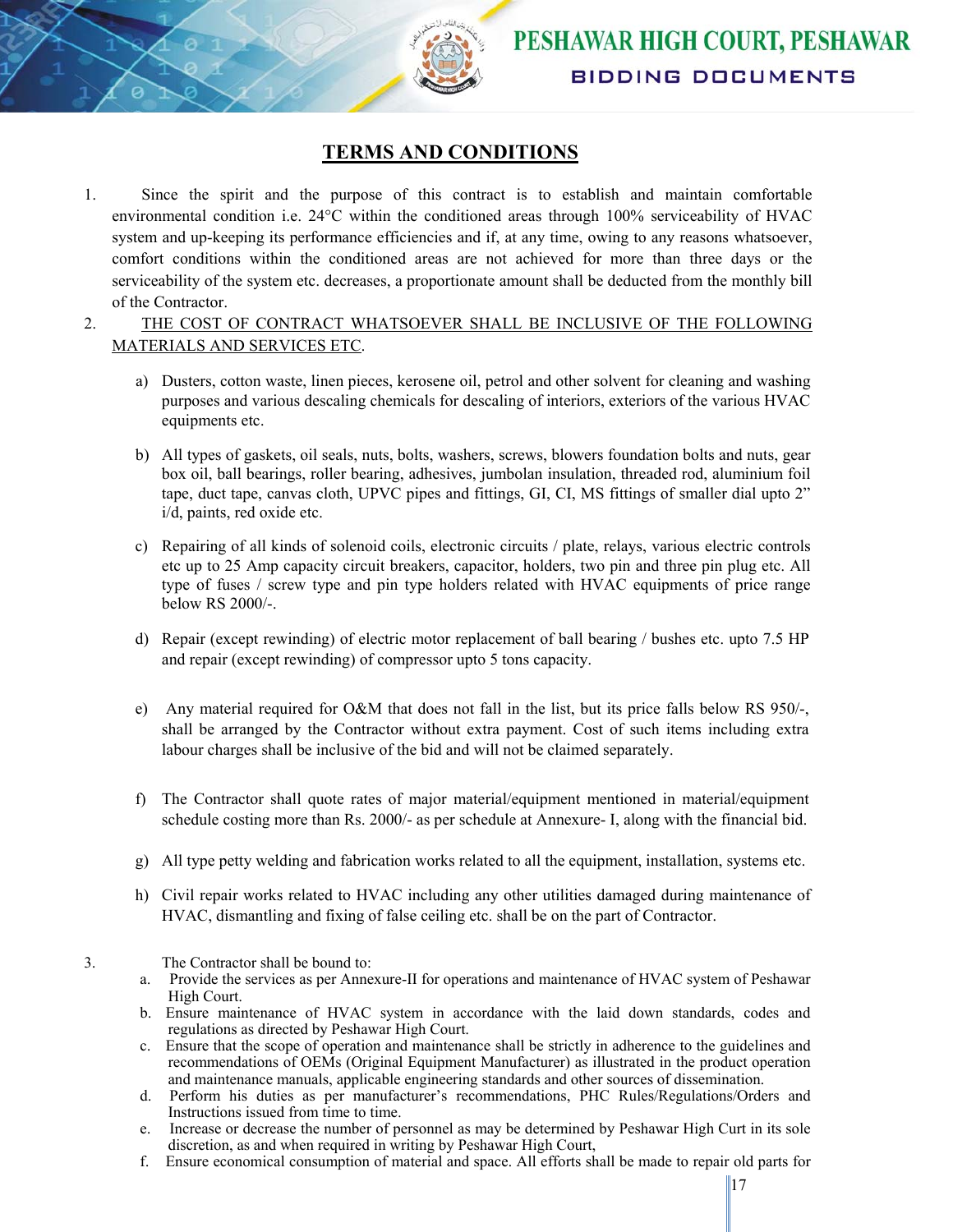# TERMS AND CONDITIONS

1. Since the spirit and the purpose of this contract is to establish and maintain comfortable environmental condition i.e. 24°C within the conditioned areas through 100% serviceability of HVAC system and up-keeping its performance efficiencies and if, at any time, owing to any reasons whatsoever, comfort conditions within the conditioned areas are not achieved for more than three days or the serviceability of the system etc. decreases, a proportionate amount shall be deducted from the monthly bill of the Contractor.

2. <u>THE COST OF CONTRACT WHATSOEVER SHALL BE INCLUSIVE OF THE FOLLOWING MATERIALS AND SERVICES ETC</u>.

   a) Dusters, cotton waste, linen pieces, kerosene oil, petrol and other solvent for cleaning and washing purposes and various descaling chemicals for descaling of interiors, exteriors of the various HVAC equipments etc.

   b) All types of gaskets, oil seals, nuts, bolts, washers, screws, blowers foundation bolts and nuts, gear box oil, ball bearings, roller bearing, adhesives, jumbolan insulation, threaded rod, aluminium foil tape, duct tape, canvas cloth, UPVC pipes and fittings, GI, CI, MS fittings of smaller dial upto 2" i/d, paints, red oxide etc.

   c) Repairing of all kinds of solenoid coils, electronic circuits / plate, relays, various electric controls etc up to 25 Amp capacity circuit breakers, capacitor, holders, two pin and three pin plug etc. All type of fuses / screw type and pin type holders related with HVAC equipments of price range below RS 2000/-.

   d) Repair (except rewinding) of electric motor replacement of ball bearing / bushes etc. upto 7.5 HP and repair (except rewinding) of compressor upto 5 tons capacity.

   e) Any material required for O&M that does not fall in the list, but its price falls below RS 950/-, shall be arranged by the Contractor without extra payment. Cost of such items including extra labour charges shall be inclusive of the bid and will not be claimed separately.

   f) The Contractor shall quote rates of major material/equipment mentioned in material/equipment schedule costing more than Rs. 2000/- as per schedule at Annexure- I, along with the financial bid.

   g) All type petty welding and fabrication works related to all the equipment, installation, systems etc.

   h) Civil repair works related to HVAC including any other utilities damaged during maintenance of HVAC, dismantling and fixing of false ceiling etc. shall be on the part of Contractor.

3. The Contractor shall be bound to:

   a. Provide the services as per Annexure-II for operations and maintenance of HVAC system of Peshawar High Court.
   b. Ensure maintenance of HVAC system in accordance with the laid down standards, codes and regulations as directed by Peshawar High Court.
   c. Ensure that the scope of operation and maintenance shall be strictly in adherence to the guidelines and recommendations of OEMs (Original Equipment Manufacturer) as illustrated in the product operation and maintenance manuals, applicable engineering standards and other sources of dissemination.
   d. Perform his duties as per manufacturer's recommendations, PHC Rules/Regulations/Orders and Instructions issued from time to time.
   e. Increase or decrease the number of personnel as may be determined by Peshawar High Curt in its sole discretion, as and when required in writing by Peshawar High Court,
   f. Ensure economical consumption of material and space. All efforts shall be made to repair old parts for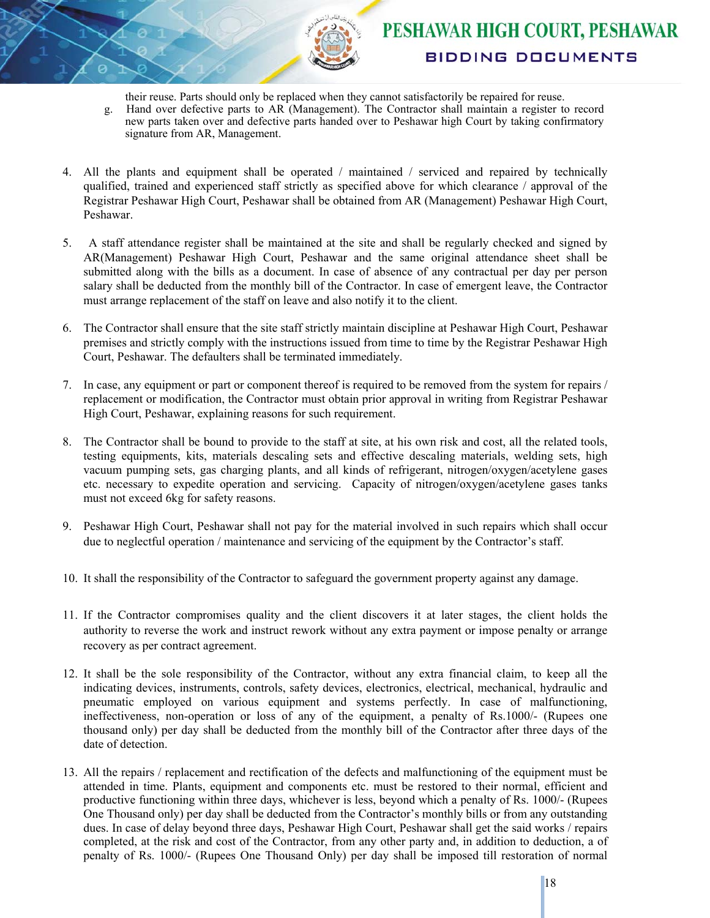their reuse. Parts should only be replaced when they cannot satisfactorily be repaired for reuse.

g. Hand over defective parts to AR (Management). The Contractor shall maintain a register to record new parts taken over and defective parts handed over to Peshawar high Court by taking confirmatory signature from AR, Management.

4. All the plants and equipment shall be operated / maintained / serviced and repaired by technically qualified, trained and experienced staff strictly as specified above for which clearance / approval of the Registrar Peshawar High Court, Peshawar shall be obtained from AR (Management) Peshawar High Court, Peshawar.

5. A staff attendance register shall be maintained at the site and shall be regularly checked and signed by AR(Management) Peshawar High Court, Peshawar and the same original attendance sheet shall be submitted along with the bills as a document. In case of absence of any contractual per day per person salary shall be deducted from the monthly bill of the Contractor. In case of emergent leave, the Contractor must arrange replacement of the staff on leave and also notify it to the client.

6. The Contractor shall ensure that the site staff strictly maintain discipline at Peshawar High Court, Peshawar premises and strictly comply with the instructions issued from time to time by the Registrar Peshawar High Court, Peshawar. The defaulters shall be terminated immediately.

7. In case, any equipment or part or component thereof is required to be removed from the system for repairs / replacement or modification, the Contractor must obtain prior approval in writing from Registrar Peshawar High Court, Peshawar, explaining reasons for such requirement.

8. The Contractor shall be bound to provide to the staff at site, at his own risk and cost, all the related tools, testing equipments, kits, materials descaling sets and effective descaling materials, welding sets, high vacuum pumping sets, gas charging plants, and all kinds of refrigerant, nitrogen/oxygen/acetylene gases etc. necessary to expedite operation and servicing. Capacity of nitrogen/oxygen/acetylene gases tanks must not exceed 6kg for safety reasons.

9. Peshawar High Court, Peshawar shall not pay for the material involved in such repairs which shall occur due to neglectful operation / maintenance and servicing of the equipment by the Contractor's staff.

10. It shall the responsibility of the Contractor to safeguard the government property against any damage.

11. If the Contractor compromises quality and the client discovers it at later stages, the client holds the authority to reverse the work and instruct rework without any extra payment or impose penalty or arrange recovery as per contract agreement.

12. It shall be the sole responsibility of the Contractor, without any extra financial claim, to keep all the indicating devices, instruments, controls, safety devices, electronics, electrical, mechanical, hydraulic and pneumatic employed on various equipment and systems perfectly. In case of malfunctioning, ineffectiveness, non-operation or loss of any of the equipment, a penalty of Rs.1000/- (Rupees one thousand only) per day shall be deducted from the monthly bill of the Contractor after three days of the date of detection.

13. All the repairs / replacement and rectification of the defects and malfunctioning of the equipment must be attended in time. Plants, equipment and components etc. must be restored to their normal, efficient and productive functioning within three days, whichever is less, beyond which a penalty of Rs. 1000/- (Rupees One Thousand only) per day shall be deducted from the Contractor's monthly bills or from any outstanding dues. In case of delay beyond three days, Peshawar High Court, Peshawar shall get the said works / repairs completed, at the risk and cost of the Contractor, from any other party and, in addition to deduction, a of penalty of Rs. 1000/- (Rupees One Thousand Only) per day shall be imposed till restoration of normal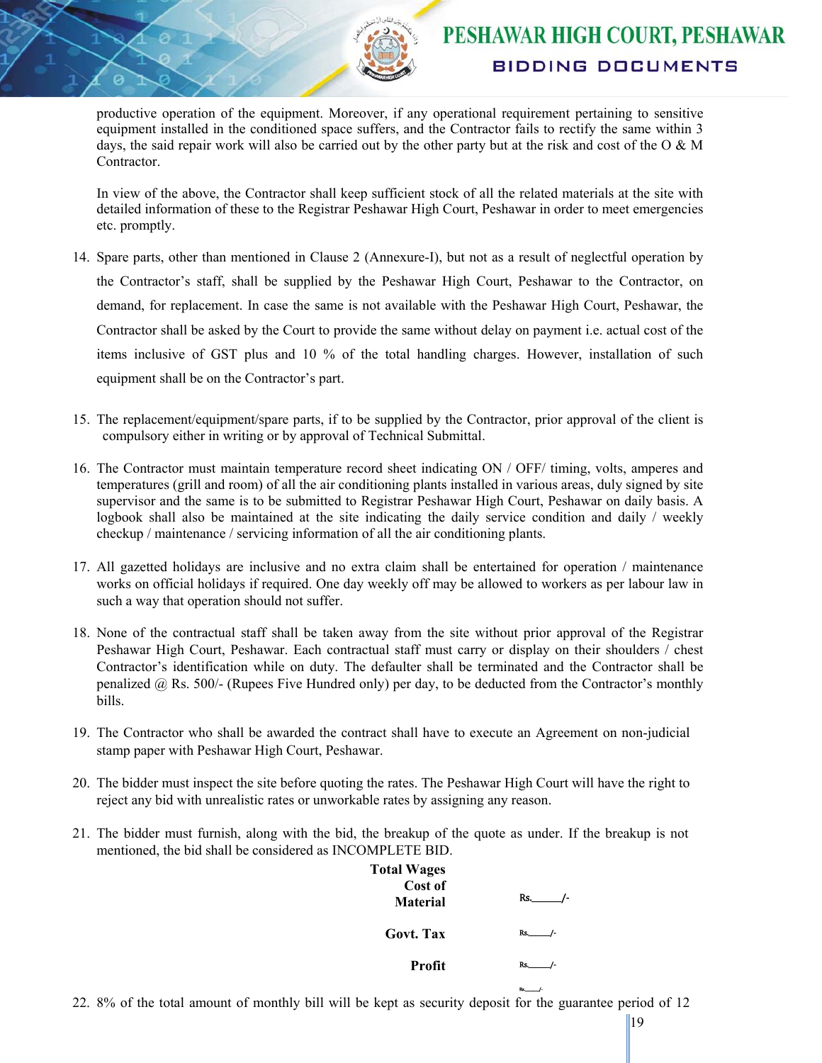productive operation of the equipment. Moreover, if any operational requirement pertaining to sensitive equipment installed in the conditioned space suffers, and the Contractor fails to rectify the same within 3 days, the said repair work will also be carried out by the other party but at the risk and cost of the O & M Contractor.

In view of the above, the Contractor shall keep sufficient stock of all the related materials at the site with detailed information of these to the Registrar Peshawar High Court, Peshawar in order to meet emergencies etc. promptly.

14. Spare parts, other than mentioned in Clause 2 (Annexure-I), but not as a result of neglectful operation by the Contractor's staff, shall be supplied by the Peshawar High Court, Peshawar to the Contractor, on demand, for replacement. In case the same is not available with the Peshawar High Court, Peshawar, the Contractor shall be asked by the Court to provide the same without delay on payment i.e. actual cost of the items inclusive of GST plus and 10 % of the total handling charges. However, installation of such equipment shall be on the Contractor's part.

15. The replacement/equipment/spare parts, if to be supplied by the Contractor, prior approval of the client is compulsory either in writing or by approval of Technical Submittal.

16. The Contractor must maintain temperature record sheet indicating ON / OFF/ timing, volts, amperes and temperatures (grill and room) of all the air conditioning plants installed in various areas, duly signed by site supervisor and the same is to be submitted to Registrar Peshawar High Court, Peshawar on daily basis. A logbook shall also be maintained at the site indicating the daily service condition and daily / weekly checkup / maintenance / servicing information of all the air conditioning plants.

17. All gazetted holidays are inclusive and no extra claim shall be entertained for operation / maintenance works on official holidays if required. One day weekly off may be allowed to workers as per labour law in such a way that operation should not suffer.

18. None of the contractual staff shall be taken away from the site without prior approval of the Registrar Peshawar High Court, Peshawar. Each contractual staff must carry or display on their shoulders / chest Contractor's identification while on duty. The defaulter shall be terminated and the Contractor shall be penalized @ Rs. 500/- (Rupees Five Hundred only) per day, to be deducted from the Contractor's monthly bills.

19. The Contractor who shall be awarded the contract shall have to execute an Agreement on non-judicial stamp paper with Peshawar High Court, Peshawar.

20. The bidder must inspect the site before quoting the rates. The Peshawar High Court will have the right to reject any bid with unrealistic rates or unworkable rates by assigning any reason.

21. The bidder must furnish, along with the bid, the breakup of the quote as under. If the breakup is not mentioned, the bid shall be considered as INCOMPLETE BID.

| | |
|---|---|
| **Total Wages** | |
| **Cost of Material** | Rs.\_\_\_\_\_\_/- |
| **Govt. Tax** | Rs.\_\_\_\_\_/- |
| **Profit** | Rs.\_\_\_\_\_/- |
| | Rs.\_\_\_\_/- |

22. 8% of the total amount of monthly bill will be kept as security deposit for the guarantee period of 12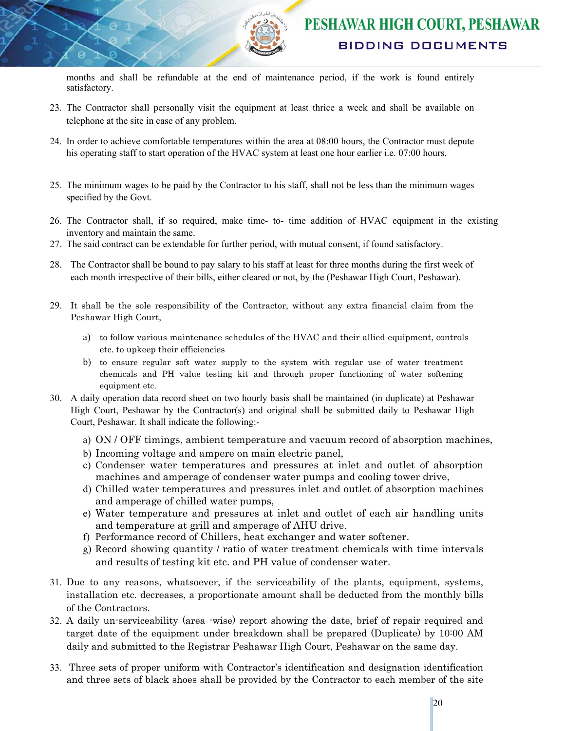months and shall be refundable at the end of maintenance period, if the work is found entirely satisfactory.

23. The Contractor shall personally visit the equipment at least thrice a week and shall be available on telephone at the site in case of any problem.

24. In order to achieve comfortable temperatures within the area at 08:00 hours, the Contractor must depute his operating staff to start operation of the HVAC system at least one hour earlier i.e. 07:00 hours.

25. The minimum wages to be paid by the Contractor to his staff, shall not be less than the minimum wages specified by the Govt.

26. The Contractor shall, if so required, make time- to- time addition of HVAC equipment in the existing inventory and maintain the same.

27. The said contract can be extendable for further period, with mutual consent, if found satisfactory.

28. The Contractor shall be bound to pay salary to his staff at least for three months during the first week of each month irrespective of their bills, either cleared or not, by the (Peshawar High Court, Peshawar).

29. It shall be the sole responsibility of the Contractor, without any extra financial claim from the Peshawar High Court,
    a) to follow various maintenance schedules of the HVAC and their allied equipment, controls etc. to upkeep their efficiencies
    b) to ensure regular soft water supply to the system with regular use of water treatment chemicals and PH value testing kit and through proper functioning of water softening equipment etc.

30. A daily operation data record sheet on two hourly basis shall be maintained (in duplicate) at Peshawar High Court, Peshawar by the Contractor(s) and original shall be submitted daily to Peshawar High Court, Peshawar. It shall indicate the following:-
    a) ON / OFF timings, ambient temperature and vacuum record of absorption machines,
    b) Incoming voltage and ampere on main electric panel,
    c) Condenser water temperatures and pressures at inlet and outlet of absorption machines and amperage of condenser water pumps and cooling tower drive,
    d) Chilled water temperatures and pressures inlet and outlet of absorption machines and amperage of chilled water pumps,
    e) Water temperature and pressures at inlet and outlet of each air handling units and temperature at grill and amperage of AHU drive.
    f) Performance record of Chillers, heat exchanger and water softener.
    g) Record showing quantity / ratio of water treatment chemicals with time intervals and results of testing kit etc. and PH value of condenser water.

31. Due to any reasons, whatsoever, if the serviceability of the plants, equipment, systems, installation etc. decreases, a proportionate amount shall be deducted from the monthly bills of the Contractors.

32. A daily un-serviceability (area -wise) report showing the date, brief of repair required and target date of the equipment under breakdown shall be prepared (Duplicate) by 10:00 AM daily and submitted to the Registrar Peshawar High Court, Peshawar on the same day.

33. Three sets of proper uniform with Contractor's identification and designation identification and three sets of black shoes shall be provided by the Contractor to each member of the site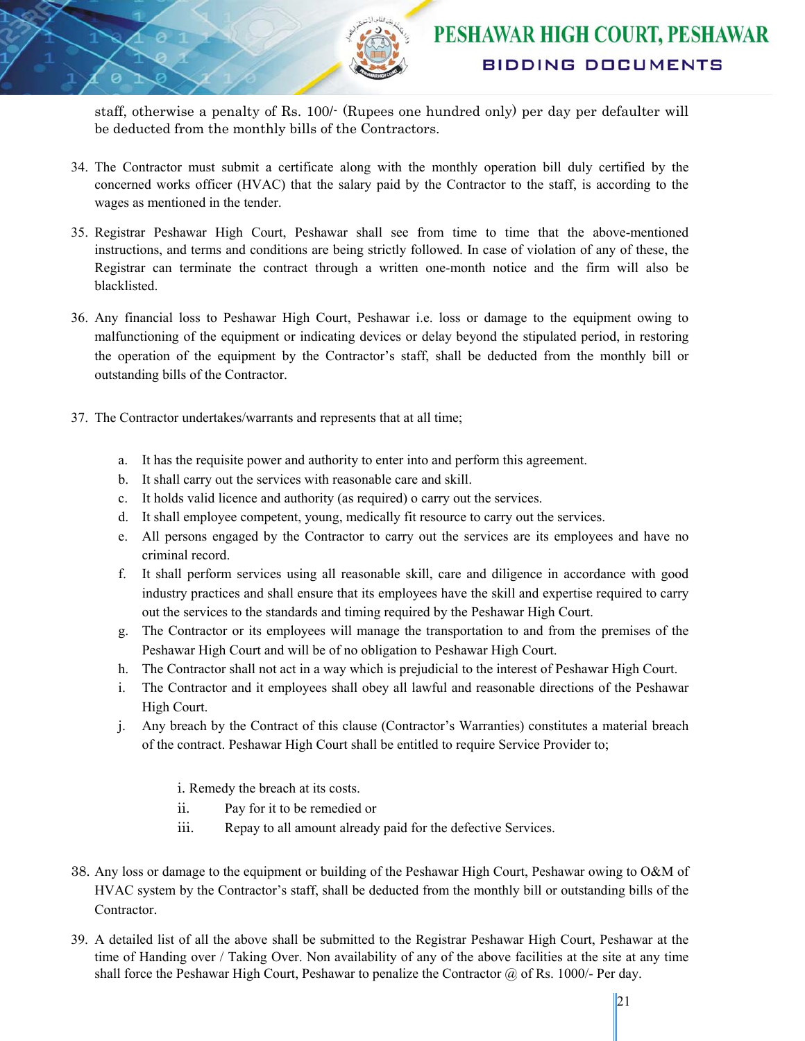staff, otherwise a penalty of Rs. 100/- (Rupees one hundred only) per day per defaulter will be deducted from the monthly bills of the Contractors.

34. The Contractor must submit a certificate along with the monthly operation bill duly certified by the concerned works officer (HVAC) that the salary paid by the Contractor to the staff, is according to the wages as mentioned in the tender.

35. Registrar Peshawar High Court, Peshawar shall see from time to time that the above-mentioned instructions, and terms and conditions are being strictly followed. In case of violation of any of these, the Registrar can terminate the contract through a written one-month notice and the firm will also be blacklisted.

36. Any financial loss to Peshawar High Court, Peshawar i.e. loss or damage to the equipment owing to malfunctioning of the equipment or indicating devices or delay beyond the stipulated period, in restoring the operation of the equipment by the Contractor's staff, shall be deducted from the monthly bill or outstanding bills of the Contractor.

37. The Contractor undertakes/warrants and represents that at all time;

    a. It has the requisite power and authority to enter into and perform this agreement.
    b. It shall carry out the services with reasonable care and skill.
    c. It holds valid licence and authority (as required) o carry out the services.
    d. It shall employee competent, young, medically fit resource to carry out the services.
    e. All persons engaged by the Contractor to carry out the services are its employees and have no criminal record.
    f. It shall perform services using all reasonable skill, care and diligence in accordance with good industry practices and shall ensure that its employees have the skill and expertise required to carry out the services to the standards and timing required by the Peshawar High Court.
    g. The Contractor or its employees will manage the transportation to and from the premises of the Peshawar High Court and will be of no obligation to Peshawar High Court.
    h. The Contractor shall not act in a way which is prejudicial to the interest of Peshawar High Court.
    i. The Contractor and it employees shall obey all lawful and reasonable directions of the Peshawar High Court.
    j. Any breach by the Contract of this clause (Contractor's Warranties) constitutes a material breach of the contract. Peshawar High Court shall be entitled to require Service Provider to;

        i. Remedy the breach at its costs.
        ii. Pay for it to be remedied or
        iii. Repay to all amount already paid for the defective Services.

38. Any loss or damage to the equipment or building of the Peshawar High Court, Peshawar owing to O&M of HVAC system by the Contractor's staff, shall be deducted from the monthly bill or outstanding bills of the Contractor.

39. A detailed list of all the above shall be submitted to the Registrar Peshawar High Court, Peshawar at the time of Handing over / Taking Over. Non availability of any of the above facilities at the site at any time shall force the Peshawar High Court, Peshawar to penalize the Contractor @ of Rs. 1000/- Per day.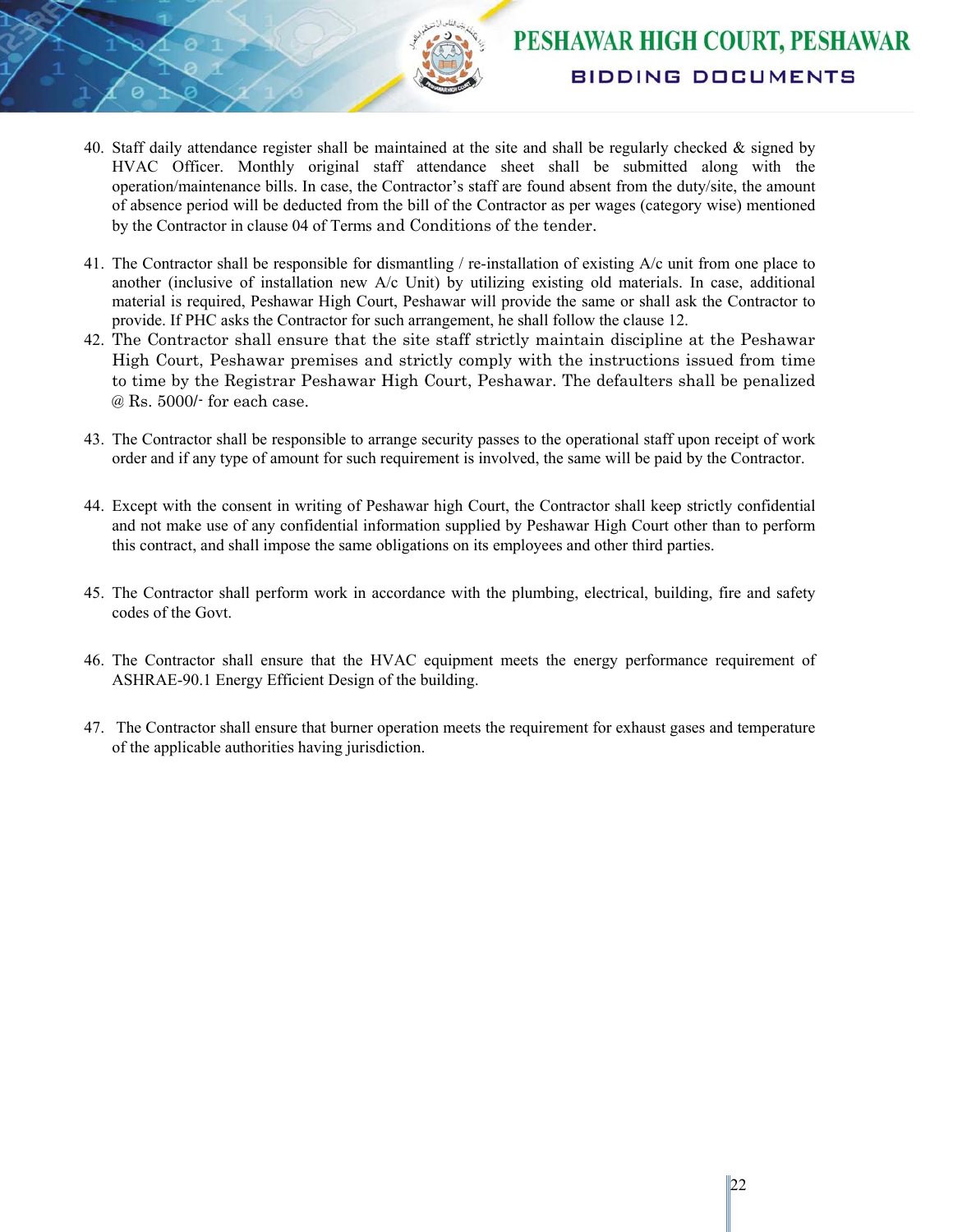40. Staff daily attendance register shall be maintained at the site and shall be regularly checked & signed by HVAC Officer. Monthly original staff attendance sheet shall be submitted along with the operation/maintenance bills. In case, the Contractor's staff are found absent from the duty/site, the amount of absence period will be deducted from the bill of the Contractor as per wages (category wise) mentioned by the Contractor in clause 04 of Terms and Conditions of the tender.

41. The Contractor shall be responsible for dismantling / re-installation of existing A/c unit from one place to another (inclusive of installation new A/c Unit) by utilizing existing old materials. In case, additional material is required, Peshawar High Court, Peshawar will provide the same or shall ask the Contractor to provide. If PHC asks the Contractor for such arrangement, he shall follow the clause 12.

42. The Contractor shall ensure that the site staff strictly maintain discipline at the Peshawar High Court, Peshawar premises and strictly comply with the instructions issued from time to time by the Registrar Peshawar High Court, Peshawar. The defaulters shall be penalized @ Rs. 5000/- for each case.

43. The Contractor shall be responsible to arrange security passes to the operational staff upon receipt of work order and if any type of amount for such requirement is involved, the same will be paid by the Contractor.

44. Except with the consent in writing of Peshawar high Court, the Contractor shall keep strictly confidential and not make use of any confidential information supplied by Peshawar High Court other than to perform this contract, and shall impose the same obligations on its employees and other third parties.

45. The Contractor shall perform work in accordance with the plumbing, electrical, building, fire and safety codes of the Govt.

46. The Contractor shall ensure that the HVAC equipment meets the energy performance requirement of ASHRAE-90.1 Energy Efficient Design of the building.

47. The Contractor shall ensure that burner operation meets the requirement for exhaust gases and temperature of the applicable authorities having jurisdiction.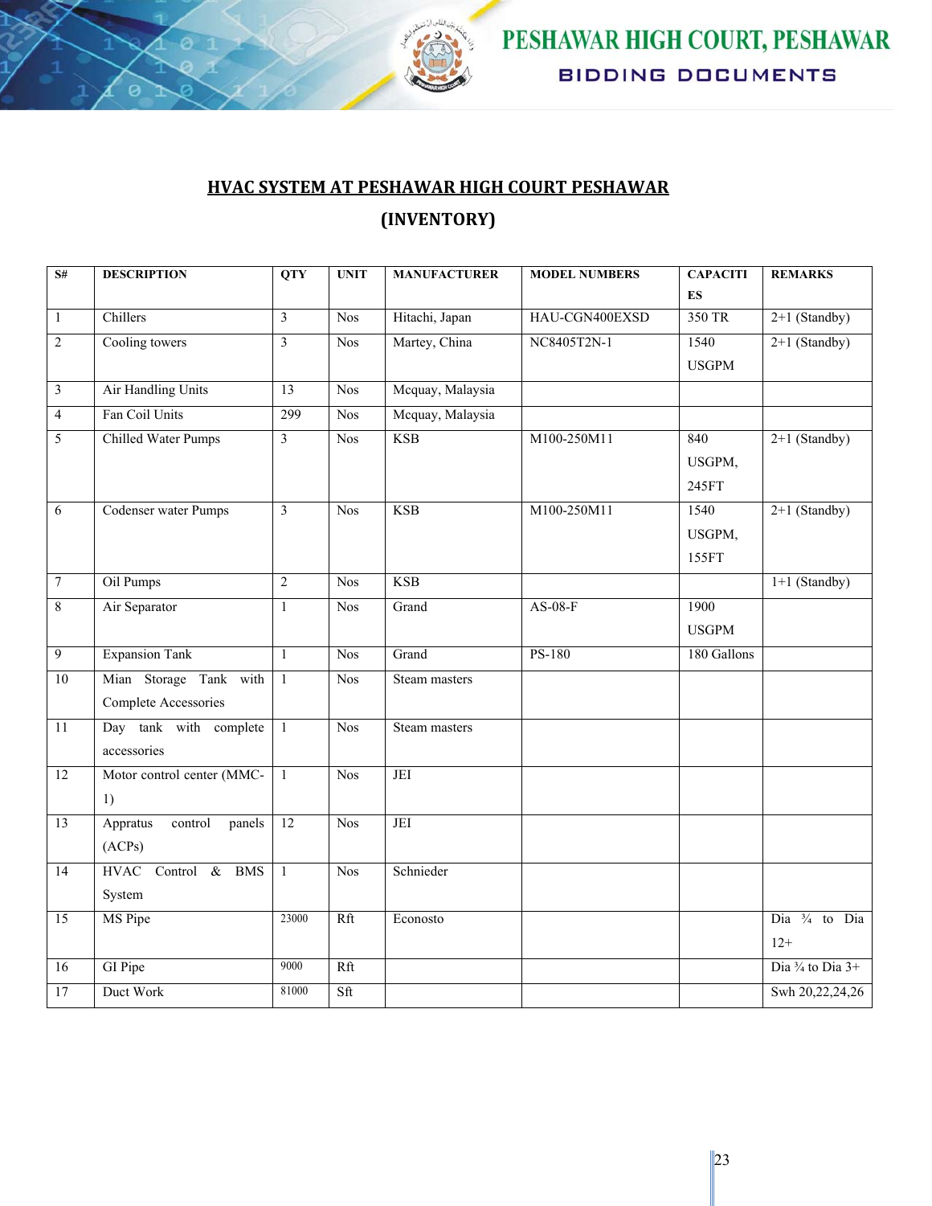## HVAC SYSTEM AT PESHAWAR HIGH COURT PESHAWAR

## (INVENTORY)

| S# | DESCRIPTION | QTY | UNIT | MANUFACTURER | MODEL NUMBERS | CAPACITIES | REMARKS |
|---|---|---|---|---|---|---|---|
| 1 | Chillers | 3 | Nos | Hitachi, Japan | HAU-CGN400EXSD | 350 TR | 2+1 (Standby) |
| 2 | Cooling towers | 3 | Nos | Martey, China | NC8405T2N-1 | 1540 USGPM | 2+1 (Standby) |
| 3 | Air Handling Units | 13 | Nos | Mcquay, Malaysia | | | |
| 4 | Fan Coil Units | 299 | Nos | Mcquay, Malaysia | | | |
| 5 | Chilled Water Pumps | 3 | Nos | KSB | M100-250M11 | 840 USGPM, 245FT | 2+1 (Standby) |
| 6 | Codenser water Pumps | 3 | Nos | KSB | M100-250M11 | 1540 USGPM, 155FT | 2+1 (Standby) |
| 7 | Oil Pumps | 2 | Nos | KSB | | | 1+1 (Standby) |
| 8 | Air Separator | 1 | Nos | Grand | AS-08-F | 1900 USGPM | |
| 9 | Expansion Tank | 1 | Nos | Grand | PS-180 | 180 Gallons | |
| 10 | Mian Storage Tank with Complete Accessories | 1 | Nos | Steam masters | | | |
| 11 | Day tank with complete accessories | 1 | Nos | Steam masters | | | |
| 12 | Motor control center (MMC-1) | 1 | Nos | JEI | | | |
| 13 | Appratus control panels (ACPs) | 12 | Nos | JEI | | | |
| 14 | HVAC Control & BMS System | 1 | Nos | Schnieder | | | |
| 15 | MS Pipe | 23000 | Rft | Econosto | | | Dia ¾ to Dia 12+ |
| 16 | GI Pipe | 9000 | Rft | | | | Dia ¾ to Dia 3+ |
| 17 | Duct Work | 81000 | Sft | | | | Swh 20,22,24,26 |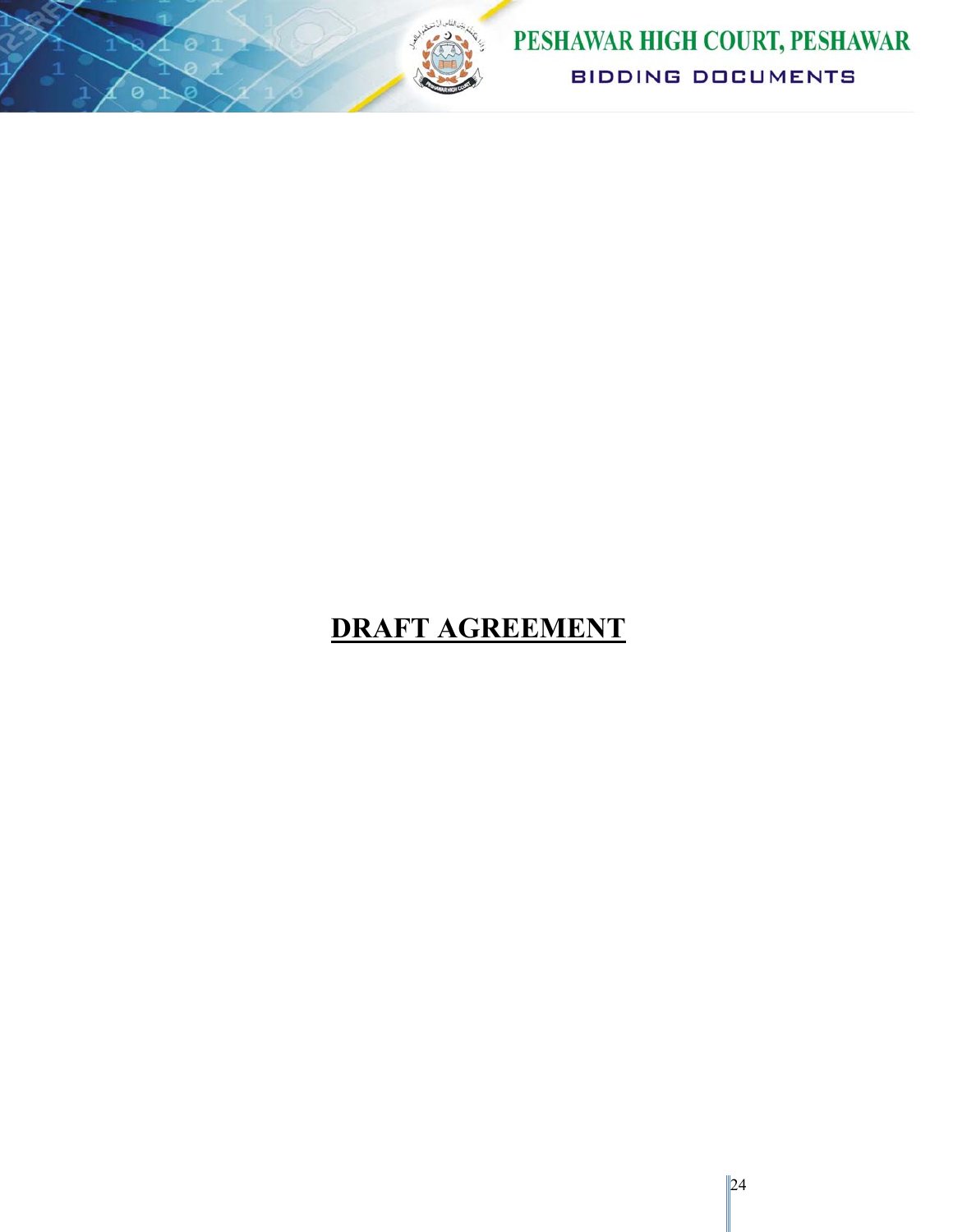# DRAFT AGREEMENT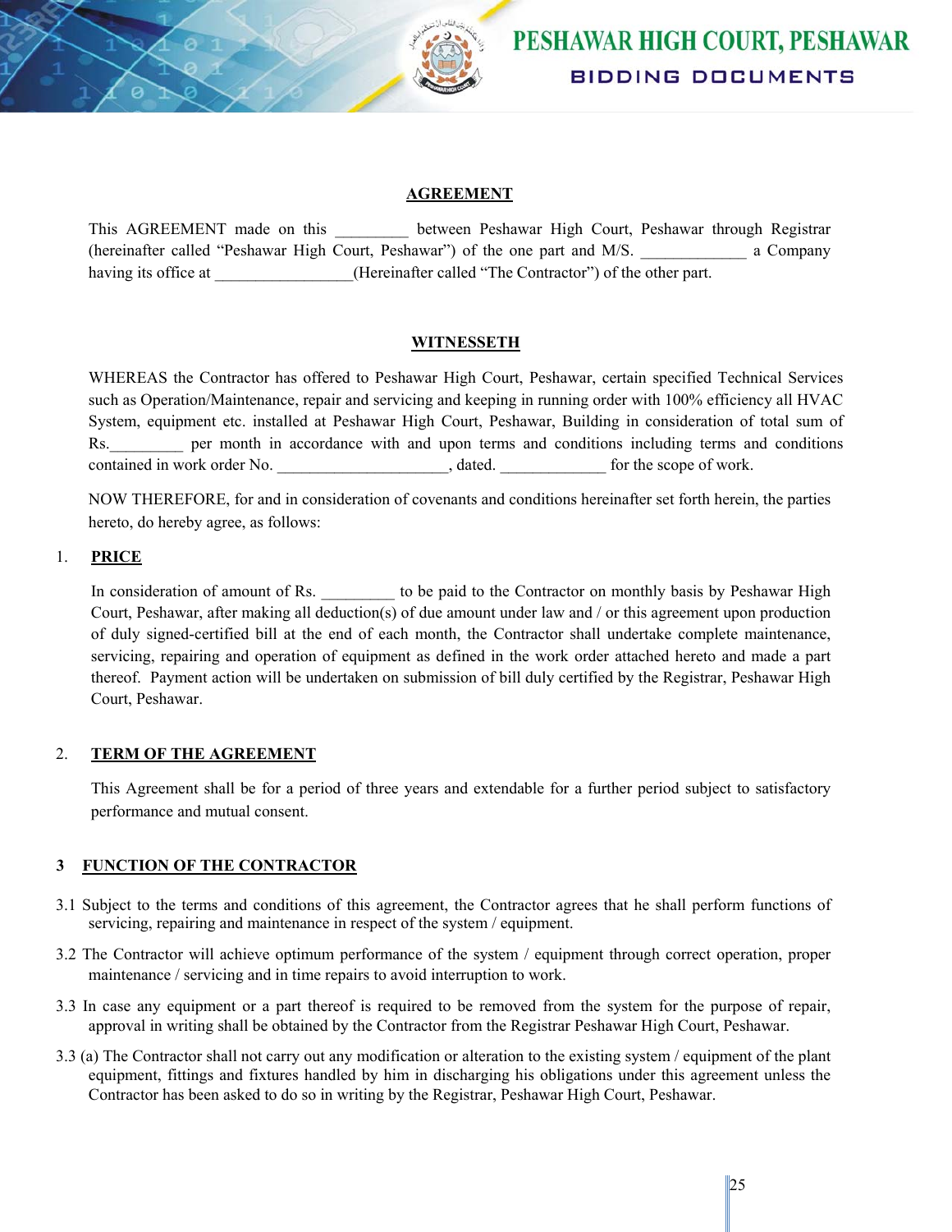## AGREEMENT

This AGREEMENT made on this _________ between Peshawar High Court, Peshawar through Registrar (hereinafter called "Peshawar High Court, Peshawar") of the one part and M/S. _____________ a Company having its office at _________________(Hereinafter called "The Contractor") of the other part.

## WITNESSETH

WHEREAS the Contractor has offered to Peshawar High Court, Peshawar, certain specified Technical Services such as Operation/Maintenance, repair and servicing and keeping in running order with 100% efficiency all HVAC System, equipment etc. installed at Peshawar High Court, Peshawar, Building in consideration of total sum of Rs._________ per month in accordance with and upon terms and conditions including terms and conditions contained in work order No. _____________________, dated. _____________ for the scope of work.

NOW THEREFORE, for and in consideration of covenants and conditions hereinafter set forth herein, the parties hereto, do hereby agree, as follows:

### 1. PRICE

In consideration of amount of Rs. _________ to be paid to the Contractor on monthly basis by Peshawar High Court, Peshawar, after making all deduction(s) of due amount under law and / or this agreement upon production of duly signed-certified bill at the end of each month, the Contractor shall undertake complete maintenance, servicing, repairing and operation of equipment as defined in the work order attached hereto and made a part thereof. Payment action will be undertaken on submission of bill duly certified by the Registrar, Peshawar High Court, Peshawar.

### 2. TERM OF THE AGREEMENT

This Agreement shall be for a period of three years and extendable for a further period subject to satisfactory performance and mutual consent.

### 3 FUNCTION OF THE CONTRACTOR

3.1 Subject to the terms and conditions of this agreement, the Contractor agrees that he shall perform functions of servicing, repairing and maintenance in respect of the system / equipment.

3.2 The Contractor will achieve optimum performance of the system / equipment through correct operation, proper maintenance / servicing and in time repairs to avoid interruption to work.

3.3 In case any equipment or a part thereof is required to be removed from the system for the purpose of repair, approval in writing shall be obtained by the Contractor from the Registrar Peshawar High Court, Peshawar.

3.3 (a) The Contractor shall not carry out any modification or alteration to the existing system / equipment of the plant equipment, fittings and fixtures handled by him in discharging his obligations under this agreement unless the Contractor has been asked to do so in writing by the Registrar, Peshawar High Court, Peshawar.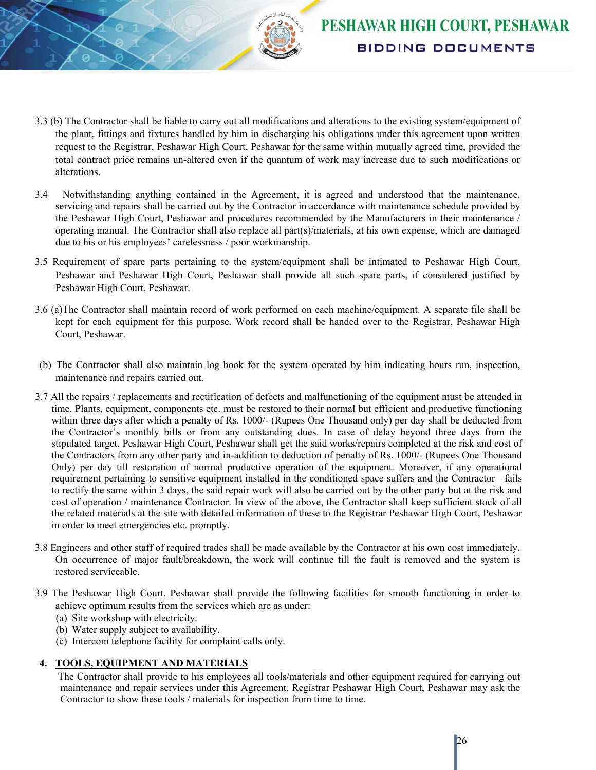3.3 (b) The Contractor shall be liable to carry out all modifications and alterations to the existing system/equipment of the plant, fittings and fixtures handled by him in discharging his obligations under this agreement upon written request to the Registrar, Peshawar High Court, Peshawar for the same within mutually agreed time, provided the total contract price remains un-altered even if the quantum of work may increase due to such modifications or alterations.

3.4 Notwithstanding anything contained in the Agreement, it is agreed and understood that the maintenance, servicing and repairs shall be carried out by the Contractor in accordance with maintenance schedule provided by the Peshawar High Court, Peshawar and procedures recommended by the Manufacturers in their maintenance / operating manual. The Contractor shall also replace all part(s)/materials, at his own expense, which are damaged due to his or his employees' carelessness / poor workmanship.

3.5 Requirement of spare parts pertaining to the system/equipment shall be intimated to Peshawar High Court, Peshawar and Peshawar High Court, Peshawar shall provide all such spare parts, if considered justified by Peshawar High Court, Peshawar.

3.6 (a)The Contractor shall maintain record of work performed on each machine/equipment. A separate file shall be kept for each equipment for this purpose. Work record shall be handed over to the Registrar, Peshawar High Court, Peshawar.

(b) The Contractor shall also maintain log book for the system operated by him indicating hours run, inspection, maintenance and repairs carried out.

3.7 All the repairs / replacements and rectification of defects and malfunctioning of the equipment must be attended in time. Plants, equipment, components etc. must be restored to their normal but efficient and productive functioning within three days after which a penalty of Rs. 1000/- (Rupees One Thousand only) per day shall be deducted from the Contractor's monthly bills or from any outstanding dues. In case of delay beyond three days from the stipulated target, Peshawar High Court, Peshawar shall get the said works/repairs completed at the risk and cost of the Contractors from any other party and in-addition to deduction of penalty of Rs. 1000/- (Rupees One Thousand Only) per day till restoration of normal productive operation of the equipment. Moreover, if any operational requirement pertaining to sensitive equipment installed in the conditioned space suffers and the Contractor fails to rectify the same within 3 days, the said repair work will also be carried out by the other party but at the risk and cost of operation / maintenance Contractor. In view of the above, the Contractor shall keep sufficient stock of all the related materials at the site with detailed information of these to the Registrar Peshawar High Court, Peshawar in order to meet emergencies etc. promptly.

3.8 Engineers and other staff of required trades shall be made available by the Contractor at his own cost immediately. On occurrence of major fault/breakdown, the work will continue till the fault is removed and the system is restored serviceable.

3.9 The Peshawar High Court, Peshawar shall provide the following facilities for smooth functioning in order to achieve optimum results from the services which are as under:

(a) Site workshop with electricity.
(b) Water supply subject to availability.
(c) Intercom telephone facility for complaint calls only.

## 4. TOOLS, EQUIPMENT AND MATERIALS

The Contractor shall provide to his employees all tools/materials and other equipment required for carrying out maintenance and repair services under this Agreement. Registrar Peshawar High Court, Peshawar may ask the Contractor to show these tools / materials for inspection from time to time.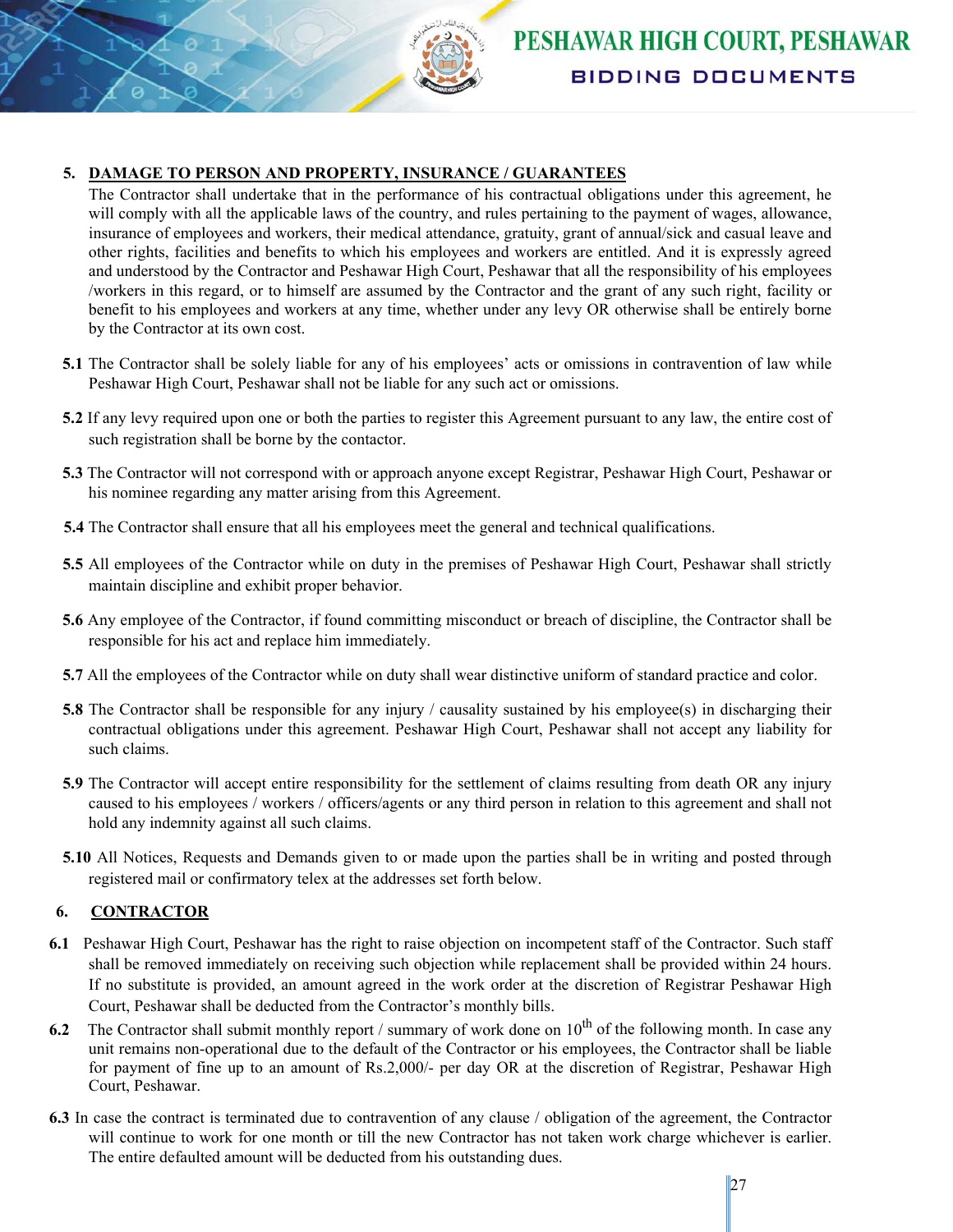## 5. DAMAGE TO PERSON AND PROPERTY, INSURANCE / GUARANTEES

The Contractor shall undertake that in the performance of his contractual obligations under this agreement, he will comply with all the applicable laws of the country, and rules pertaining to the payment of wages, allowance, insurance of employees and workers, their medical attendance, gratuity, grant of annual/sick and casual leave and other rights, facilities and benefits to which his employees and workers are entitled. And it is expressly agreed and understood by the Contractor and Peshawar High Court, Peshawar that all the responsibility of his employees /workers in this regard, or to himself are assumed by the Contractor and the grant of any such right, facility or benefit to his employees and workers at any time, whether under any levy OR otherwise shall be entirely borne by the Contractor at its own cost.

**5.1** The Contractor shall be solely liable for any of his employees' acts or omissions in contravention of law while Peshawar High Court, Peshawar shall not be liable for any such act or omissions.

**5.2** If any levy required upon one or both the parties to register this Agreement pursuant to any law, the entire cost of such registration shall be borne by the contactor.

**5.3** The Contractor will not correspond with or approach anyone except Registrar, Peshawar High Court, Peshawar or his nominee regarding any matter arising from this Agreement.

**5.4** The Contractor shall ensure that all his employees meet the general and technical qualifications.

**5.5** All employees of the Contractor while on duty in the premises of Peshawar High Court, Peshawar shall strictly maintain discipline and exhibit proper behavior.

**5.6** Any employee of the Contractor, if found committing misconduct or breach of discipline, the Contractor shall be responsible for his act and replace him immediately.

**5.7** All the employees of the Contractor while on duty shall wear distinctive uniform of standard practice and color.

**5.8** The Contractor shall be responsible for any injury / causality sustained by his employee(s) in discharging their contractual obligations under this agreement. Peshawar High Court, Peshawar shall not accept any liability for such claims.

**5.9** The Contractor will accept entire responsibility for the settlement of claims resulting from death OR any injury caused to his employees / workers / officers/agents or any third person in relation to this agreement and shall not hold any indemnity against all such claims.

**5.10** All Notices, Requests and Demands given to or made upon the parties shall be in writing and posted through registered mail or confirmatory telex at the addresses set forth below.

## 6. CONTRACTOR

**6.1** Peshawar High Court, Peshawar has the right to raise objection on incompetent staff of the Contractor. Such staff shall be removed immediately on receiving such objection while replacement shall be provided within 24 hours. If no substitute is provided, an amount agreed in the work order at the discretion of Registrar Peshawar High Court, Peshawar shall be deducted from the Contractor's monthly bills.

**6.2** The Contractor shall submit monthly report / summary of work done on 10th of the following month. In case any unit remains non-operational due to the default of the Contractor or his employees, the Contractor shall be liable for payment of fine up to an amount of Rs.2,000/- per day OR at the discretion of Registrar, Peshawar High Court, Peshawar.

**6.3** In case the contract is terminated due to contravention of any clause / obligation of the agreement, the Contractor will continue to work for one month or till the new Contractor has not taken work charge whichever is earlier. The entire defaulted amount will be deducted from his outstanding dues.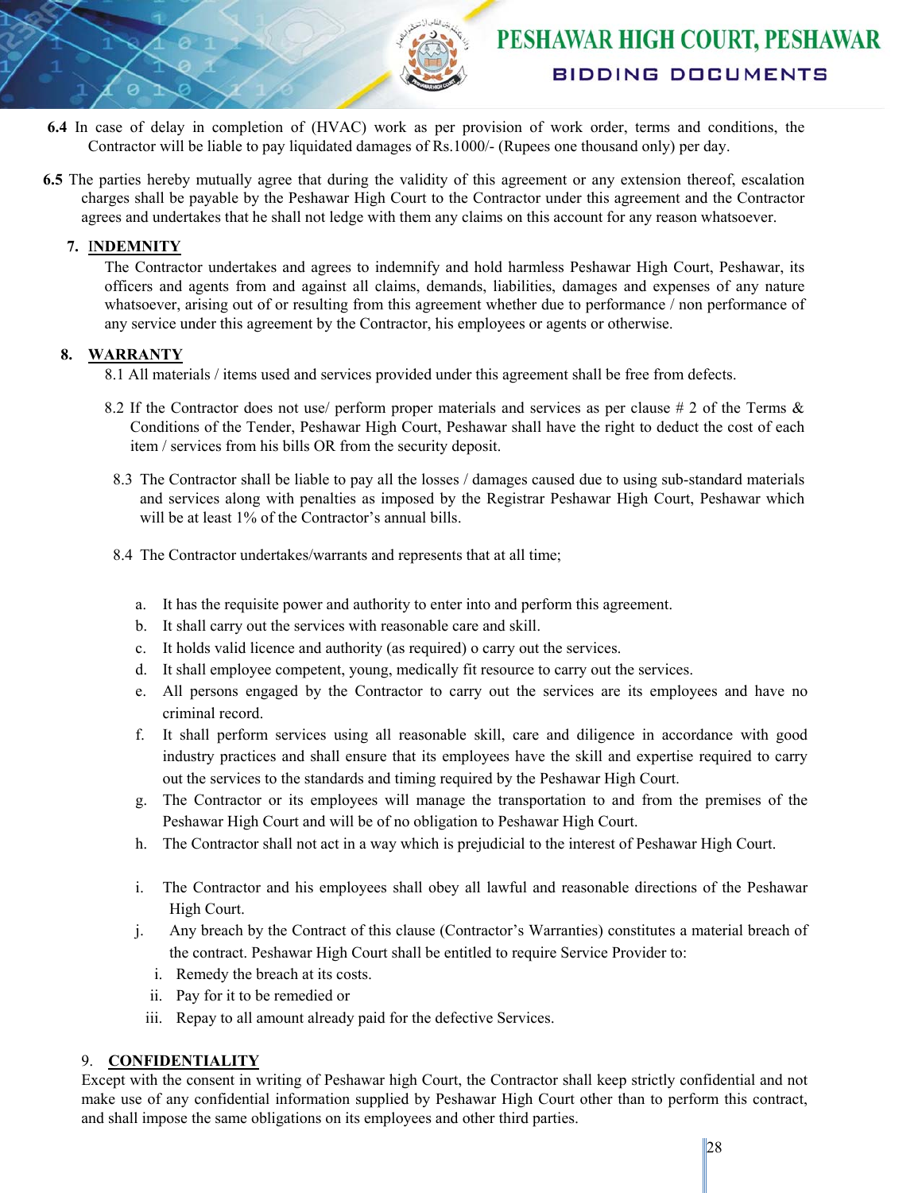**6.4** In case of delay in completion of (HVAC) work as per provision of work order, terms and conditions, the Contractor will be liable to pay liquidated damages of Rs.1000/- (Rupees one thousand only) per day.

**6.5** The parties hereby mutually agree that during the validity of this agreement or any extension thereof, escalation charges shall be payable by the Peshawar High Court to the Contractor under this agreement and the Contractor agrees and undertakes that he shall not ledge with them any claims on this account for any reason whatsoever.

**7. INDEMNITY**

The Contractor undertakes and agrees to indemnify and hold harmless Peshawar High Court, Peshawar, its officers and agents from and against all claims, demands, liabilities, damages and expenses of any nature whatsoever, arising out of or resulting from this agreement whether due to performance / non performance of any service under this agreement by the Contractor, his employees or agents or otherwise.

**8. WARRANTY**

8.1 All materials / items used and services provided under this agreement shall be free from defects.

8.2 If the Contractor does not use/ perform proper materials and services as per clause # 2 of the Terms & Conditions of the Tender, Peshawar High Court, Peshawar shall have the right to deduct the cost of each item / services from his bills OR from the security deposit.

8.3 The Contractor shall be liable to pay all the losses / damages caused due to using sub-standard materials and services along with penalties as imposed by the Registrar Peshawar High Court, Peshawar which will be at least 1% of the Contractor's annual bills.

8.4 The Contractor undertakes/warrants and represents that at all time;

a. It has the requisite power and authority to enter into and perform this agreement.
b. It shall carry out the services with reasonable care and skill.
c. It holds valid licence and authority (as required) o carry out the services.
d. It shall employee competent, young, medically fit resource to carry out the services.
e. All persons engaged by the Contractor to carry out the services are its employees and have no criminal record.
f. It shall perform services using all reasonable skill, care and diligence in accordance with good industry practices and shall ensure that its employees have the skill and expertise required to carry out the services to the standards and timing required by the Peshawar High Court.
g. The Contractor or its employees will manage the transportation to and from the premises of the Peshawar High Court and will be of no obligation to Peshawar High Court.
h. The Contractor shall not act in a way which is prejudicial to the interest of Peshawar High Court.
i. The Contractor and his employees shall obey all lawful and reasonable directions of the Peshawar High Court.
j. Any breach by the Contract of this clause (Contractor's Warranties) constitutes a material breach of the contract. Peshawar High Court shall be entitled to require Service Provider to:
   i. Remedy the breach at its costs.
   ii. Pay for it to be remedied or
   iii. Repay to all amount already paid for the defective Services.

9. **CONFIDENTIALITY**

Except with the consent in writing of Peshawar high Court, the Contractor shall keep strictly confidential and not make use of any confidential information supplied by Peshawar High Court other than to perform this contract, and shall impose the same obligations on its employees and other third parties.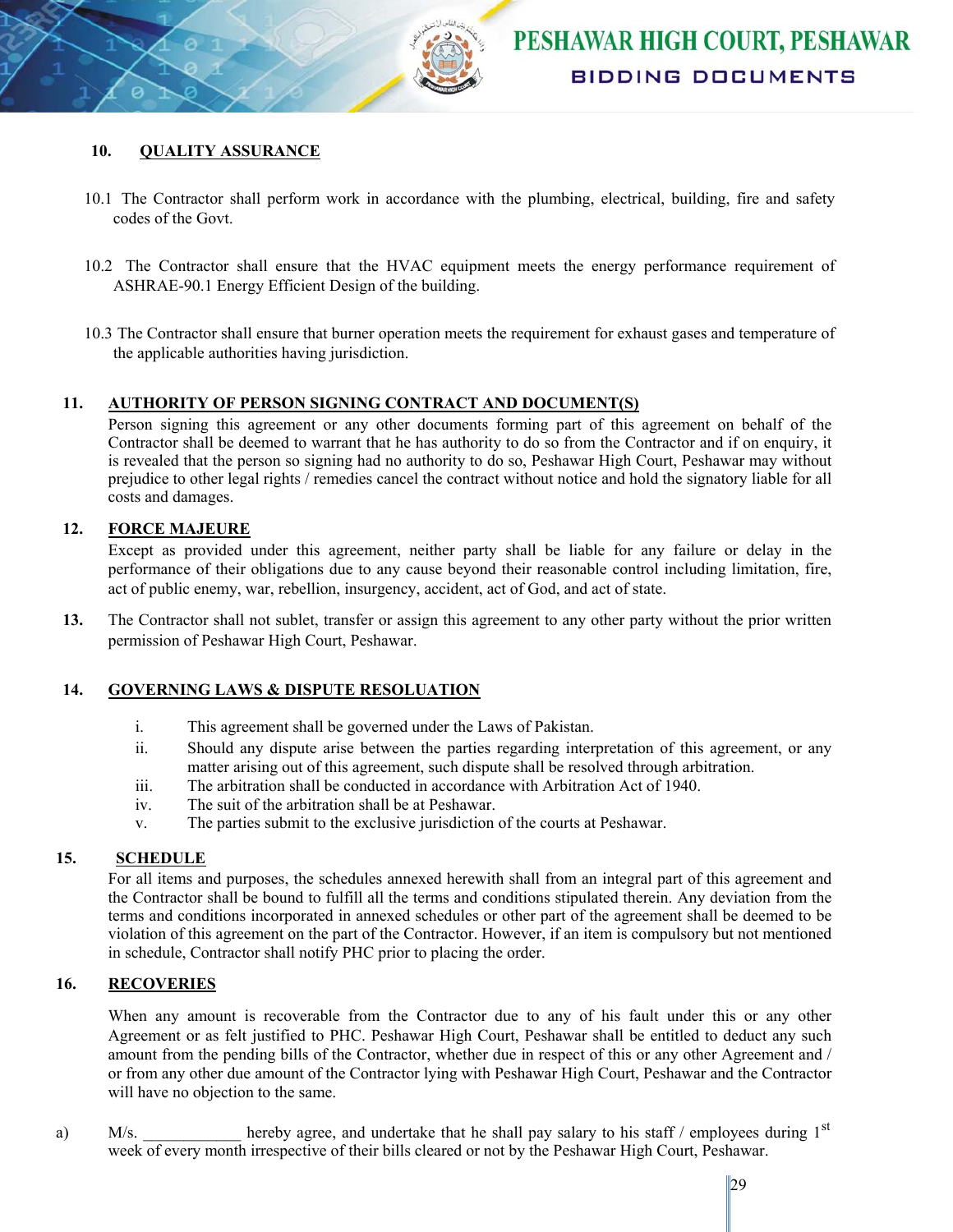## 10. QUALITY ASSURANCE

10.1 The Contractor shall perform work in accordance with the plumbing, electrical, building, fire and safety codes of the Govt.

10.2 The Contractor shall ensure that the HVAC equipment meets the energy performance requirement of ASHRAE-90.1 Energy Efficient Design of the building.

10.3 The Contractor shall ensure that burner operation meets the requirement for exhaust gases and temperature of the applicable authorities having jurisdiction.

## 11. AUTHORITY OF PERSON SIGNING CONTRACT AND DOCUMENT(S)

Person signing this agreement or any other documents forming part of this agreement on behalf of the Contractor shall be deemed to warrant that he has authority to do so from the Contractor and if on enquiry, it is revealed that the person so signing had no authority to do so, Peshawar High Court, Peshawar may without prejudice to other legal rights / remedies cancel the contract without notice and hold the signatory liable for all costs and damages.

## 12. FORCE MAJEURE

Except as provided under this agreement, neither party shall be liable for any failure or delay in the performance of their obligations due to any cause beyond their reasonable control including limitation, fire, act of public enemy, war, rebellion, insurgency, accident, act of God, and act of state.

**13.** The Contractor shall not sublet, transfer or assign this agreement to any other party without the prior written permission of Peshawar High Court, Peshawar.

## 14. GOVERNING LAWS & DISPUTE RESOLUATION

i. This agreement shall be governed under the Laws of Pakistan.

ii. Should any dispute arise between the parties regarding interpretation of this agreement, or any matter arising out of this agreement, such dispute shall be resolved through arbitration.

iii. The arbitration shall be conducted in accordance with Arbitration Act of 1940.

iv. The suit of the arbitration shall be at Peshawar.

v. The parties submit to the exclusive jurisdiction of the courts at Peshawar.

## 15. SCHEDULE

For all items and purposes, the schedules annexed herewith shall from an integral part of this agreement and the Contractor shall be bound to fulfill all the terms and conditions stipulated therein. Any deviation from the terms and conditions incorporated in annexed schedules or other part of the agreement shall be deemed to be violation of this agreement on the part of the Contractor. However, if an item is compulsory but not mentioned in schedule, Contractor shall notify PHC prior to placing the order.

## 16. RECOVERIES

When any amount is recoverable from the Contractor due to any of his fault under this or any other Agreement or as felt justified to PHC. Peshawar High Court, Peshawar shall be entitled to deduct any such amount from the pending bills of the Contractor, whether due in respect of this or any other Agreement and / or from any other due amount of the Contractor lying with Peshawar High Court, Peshawar and the Contractor will have no objection to the same.

a) M/s. ____________ hereby agree, and undertake that he shall pay salary to his staff / employees during 1st week of every month irrespective of their bills cleared or not by the Peshawar High Court, Peshawar.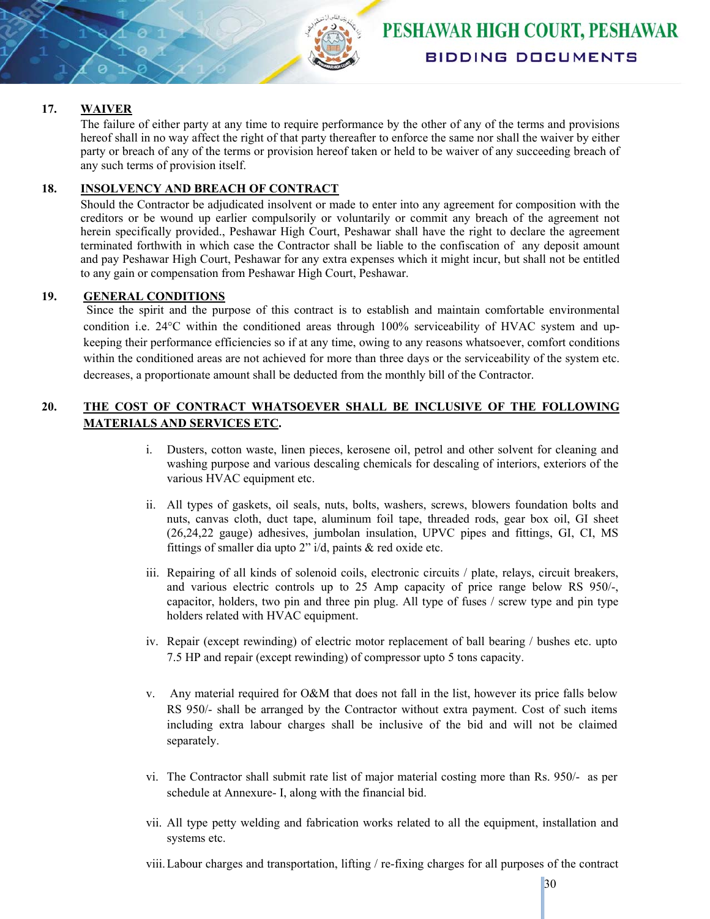### 17. WAVER

The failure of either party at any time to require performance by the other of any of the terms and provisions hereof shall in no way affect the right of that party thereafter to enforce the same nor shall the waiver by either party or breach of any of the terms or provision hereof taken or held to be waiver of any succeeding breach of any such terms of provision itself.

### 18. INSOLVENCY AND BREACH OF CONTRACT

Should the Contractor be adjudicated insolvent or made to enter into any agreement for composition with the creditors or be wound up earlier compulsorily or voluntarily or commit any breach of the agreement not herein specifically provided., Peshawar High Court, Peshawar shall have the right to declare the agreement terminated forthwith in which case the Contractor shall be liable to the confiscation of any deposit amount and pay Peshawar High Court, Peshawar for any extra expenses which it might incur, but shall not be entitled to any gain or compensation from Peshawar High Court, Peshawar.

### 19. GENERAL CONDITIONS

Since the spirit and the purpose of this contract is to establish and maintain comfortable environmental condition i.e. 24°C within the conditioned areas through 100% serviceability of HVAC system and up-keeping their performance efficiencies so if at any time, owing to any reasons whatsoever, comfort conditions within the conditioned areas are not achieved for more than three days or the serviceability of the system etc. decreases, a proportionate amount shall be deducted from the monthly bill of the Contractor.

### 20. THE COST OF CONTRACT WHATSOEVER SHALL BE INCLUSIVE OF THE FOLLOWING MATERIALS AND SERVICES ETC.

i. Dusters, cotton waste, linen pieces, kerosene oil, petrol and other solvent for cleaning and washing purpose and various descaling chemicals for descaling of interiors, exteriors of the various HVAC equipment etc.

ii. All types of gaskets, oil seals, nuts, bolts, washers, screws, blowers foundation bolts and nuts, canvas cloth, duct tape, aluminum foil tape, threaded rods, gear box oil, GI sheet (26,24,22 gauge) adhesives, jumbolan insulation, UPVC pipes and fittings, GI, CI, MS fittings of smaller dia upto 2" i/d, paints & red oxide etc.

iii. Repairing of all kinds of solenoid coils, electronic circuits / plate, relays, circuit breakers, and various electric controls up to 25 Amp capacity of price range below RS 950/-, capacitor, holders, two pin and three pin plug. All type of fuses / screw type and pin type holders related with HVAC equipment.

iv. Repair (except rewinding) of electric motor replacement of ball bearing / bushes etc. upto 7.5 HP and repair (except rewinding) of compressor upto 5 tons capacity.

v. Any material required for O&M that does not fall in the list, however its price falls below RS 950/- shall be arranged by the Contractor without extra payment. Cost of such items including extra labour charges shall be inclusive of the bid and will not be claimed separately.

vi. The Contractor shall submit rate list of major material costing more than Rs. 950/- as per schedule at Annexure- I, along with the financial bid.

vii. All type petty welding and fabrication works related to all the equipment, installation and systems etc.

viii. Labour charges and transportation, lifting / re-fixing charges for all purposes of the contract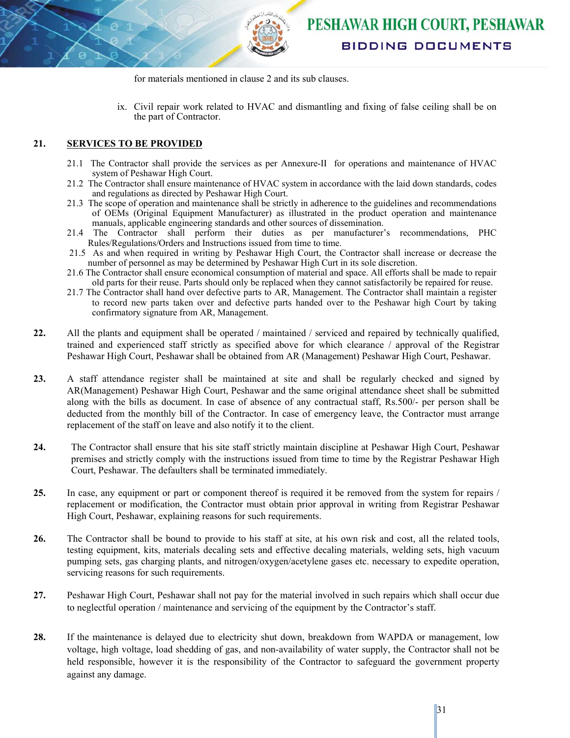for materials mentioned in clause 2 and its sub clauses.

ix. Civil repair work related to HVAC and dismantling and fixing of false ceiling shall be on the part of Contractor.

**21. SERVICES TO BE PROVIDED**

21.1 The Contractor shall provide the services as per Annexure-II for operations and maintenance of HVAC system of Peshawar High Court.

21.2 The Contractor shall ensure maintenance of HVAC system in accordance with the laid down standards, codes and regulations as directed by Peshawar High Court.

21.3 The scope of operation and maintenance shall be strictly in adherence to the guidelines and recommendations of OEMs (Original Equipment Manufacturer) as illustrated in the product operation and maintenance manuals, applicable engineering standards and other sources of dissemination.

21.4 The Contractor shall perform their duties as per manufacturer's recommendations, PHC Rules/Regulations/Orders and Instructions issued from time to time.

21.5 As and when required in writing by Peshawar High Court, the Contractor shall increase or decrease the number of personnel as may be determined by Peshawar High Curt in its sole discretion.

21.6 The Contractor shall ensure economical consumption of material and space. All efforts shall be made to repair old parts for their reuse. Parts should only be replaced when they cannot satisfactorily be repaired for reuse.

21.7 The Contractor shall hand over defective parts to AR, Management. The Contractor shall maintain a register to record new parts taken over and defective parts handed over to the Peshawar high Court by taking confirmatory signature from AR, Management.

**22.** All the plants and equipment shall be operated / maintained / serviced and repaired by technically qualified, trained and experienced staff strictly as specified above for which clearance / approval of the Registrar Peshawar High Court, Peshawar shall be obtained from AR (Management) Peshawar High Court, Peshawar.

**23.** A staff attendance register shall be maintained at site and shall be regularly checked and signed by AR(Management) Peshawar High Court, Peshawar and the same original attendance sheet shall be submitted along with the bills as document. In case of absence of any contractual staff, Rs.500/- per person shall be deducted from the monthly bill of the Contractor. In case of emergency leave, the Contractor must arrange replacement of the staff on leave and also notify it to the client.

**24.** The Contractor shall ensure that his site staff strictly maintain discipline at Peshawar High Court, Peshawar premises and strictly comply with the instructions issued from time to time by the Registrar Peshawar High Court, Peshawar. The defaulters shall be terminated immediately.

**25.** In case, any equipment or part or component thereof is required it be removed from the system for repairs / replacement or modification, the Contractor must obtain prior approval in writing from Registrar Peshawar High Court, Peshawar, explaining reasons for such requirements.

**26.** The Contractor shall be bound to provide to his staff at site, at his own risk and cost, all the related tools, testing equipment, kits, materials decaling sets and effective decaling materials, welding sets, high vacuum pumping sets, gas charging plants, and nitrogen/oxygen/acetylene gases etc. necessary to expedite operation, servicing reasons for such requirements.

**27.** Peshawar High Court, Peshawar shall not pay for the material involved in such repairs which shall occur due to neglectful operation / maintenance and servicing of the equipment by the Contractor's staff.

**28.** If the maintenance is delayed due to electricity shut down, breakdown from WAPDA or management, low voltage, high voltage, load shedding of gas, and non-availability of water supply, the Contractor shall not be held responsible, however it is the responsibility of the Contractor to safeguard the government property against any damage.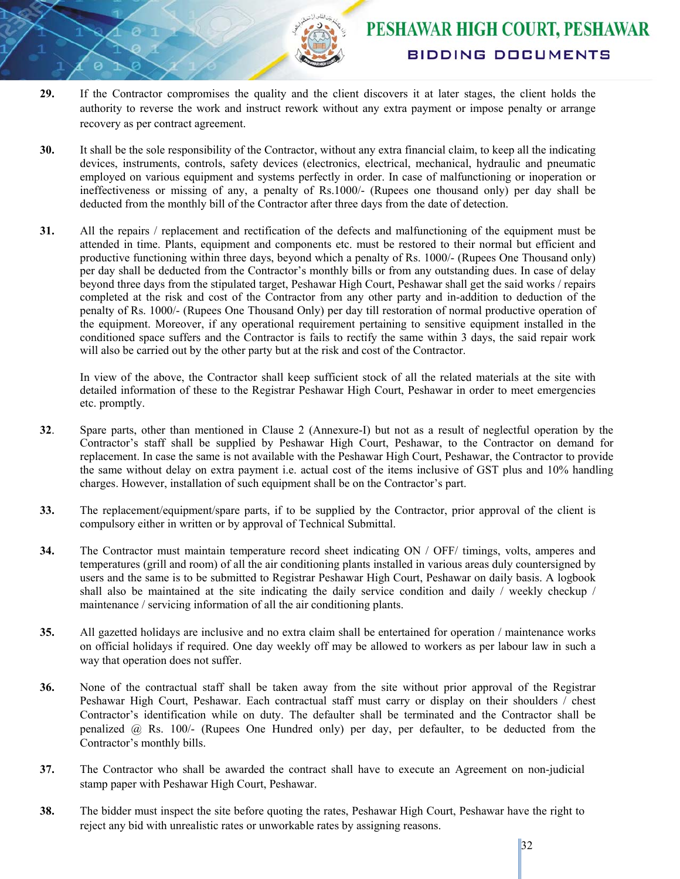**29.** If the Contractor compromises the quality and the client discovers it at later stages, the client holds the authority to reverse the work and instruct rework without any extra payment or impose penalty or arrange recovery as per contract agreement.

**30.** It shall be the sole responsibility of the Contractor, without any extra financial claim, to keep all the indicating devices, instruments, controls, safety devices (electronics, electrical, mechanical, hydraulic and pneumatic employed on various equipment and systems perfectly in order. In case of malfunctioning or inoperation or ineffectiveness or missing of any, a penalty of Rs.1000/- (Rupees one thousand only) per day shall be deducted from the monthly bill of the Contractor after three days from the date of detection.

**31.** All the repairs / replacement and rectification of the defects and malfunctioning of the equipment must be attended in time. Plants, equipment and components etc. must be restored to their normal but efficient and productive functioning within three days, beyond which a penalty of Rs. 1000/- (Rupees One Thousand only) per day shall be deducted from the Contractor's monthly bills or from any outstanding dues. In case of delay beyond three days from the stipulated target, Peshawar High Court, Peshawar shall get the said works / repairs completed at the risk and cost of the Contractor from any other party and in-addition to deduction of the penalty of Rs. 1000/- (Rupees One Thousand Only) per day till restoration of normal productive operation of the equipment. Moreover, if any operational requirement pertaining to sensitive equipment installed in the conditioned space suffers and the Contractor is fails to rectify the same within 3 days, the said repair work will also be carried out by the other party but at the risk and cost of the Contractor.

In view of the above, the Contractor shall keep sufficient stock of all the related materials at the site with detailed information of these to the Registrar Peshawar High Court, Peshawar in order to meet emergencies etc. promptly.

**32**. Spare parts, other than mentioned in Clause 2 (Annexure-I) but not as a result of neglectful operation by the Contractor's staff shall be supplied by Peshawar High Court, Peshawar, to the Contractor on demand for replacement. In case the same is not available with the Peshawar High Court, Peshawar, the Contractor to provide the same without delay on extra payment i.e. actual cost of the items inclusive of GST plus and 10% handling charges. However, installation of such equipment shall be on the Contractor's part.

**33.** The replacement/equipment/spare parts, if to be supplied by the Contractor, prior approval of the client is compulsory either in written or by approval of Technical Submittal.

**34.** The Contractor must maintain temperature record sheet indicating ON / OFF/ timings, volts, amperes and temperatures (grill and room) of all the air conditioning plants installed in various areas duly countersigned by users and the same is to be submitted to Registrar Peshawar High Court, Peshawar on daily basis. A logbook shall also be maintained at the site indicating the daily service condition and daily / weekly checkup / maintenance / servicing information of all the air conditioning plants.

**35.** All gazetted holidays are inclusive and no extra claim shall be entertained for operation / maintenance works on official holidays if required. One day weekly off may be allowed to workers as per labour law in such a way that operation does not suffer.

**36.** None of the contractual staff shall be taken away from the site without prior approval of the Registrar Peshawar High Court, Peshawar. Each contractual staff must carry or display on their shoulders / chest Contractor's identification while on duty. The defaulter shall be terminated and the Contractor shall be penalized @ Rs. 100/- (Rupees One Hundred only) per day, per defaulter, to be deducted from the Contractor's monthly bills.

**37.** The Contractor who shall be awarded the contract shall have to execute an Agreement on non-judicial stamp paper with Peshawar High Court, Peshawar.

**38.** The bidder must inspect the site before quoting the rates, Peshawar High Court, Peshawar have the right to reject any bid with unrealistic rates or unworkable rates by assigning reasons.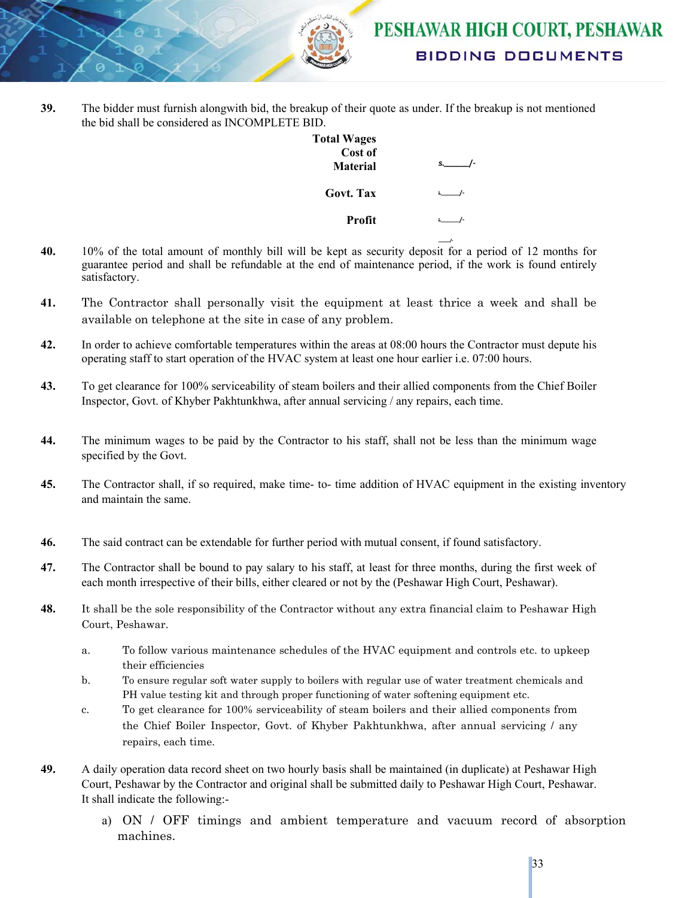39. The bidder must furnish alongwith bid, the breakup of their quote as under. If the breakup is not mentioned the bid shall be considered as INCOMPLETE BID.

| | |
|---|---|
| **Total Wages** | |
| **Cost of Material** | s.______/- |
| **Govt. Tax** | s.______/- |
| **Profit** | s.______/- |
| | ___/- |

40. 10% of the total amount of monthly bill will be kept as security deposit for a period of 12 months for guarantee period and shall be refundable at the end of maintenance period, if the work is found entirely satisfactory.

41. The Contractor shall personally visit the equipment at least thrice a week and shall be available on telephone at the site in case of any problem.

42. In order to achieve comfortable temperatures within the areas at 08:00 hours the Contractor must depute his operating staff to start operation of the HVAC system at least one hour earlier i.e. 07:00 hours.

43. To get clearance for 100% serviceability of steam boilers and their allied components from the Chief Boiler Inspector, Govt. of Khyber Pakhtunkhwa, after annual servicing / any repairs, each time.

44. The minimum wages to be paid by the Contractor to his staff, shall not be less than the minimum wage specified by the Govt.

45. The Contractor shall, if so required, make time- to- time addition of HVAC equipment in the existing inventory and maintain the same.

46. The said contract can be extendable for further period with mutual consent, if found satisfactory.

47. The Contractor shall be bound to pay salary to his staff, at least for three months, during the first week of each month irrespective of their bills, either cleared or not by the (Peshawar High Court, Peshawar).

48. It shall be the sole responsibility of the Contractor without any extra financial claim to Peshawar High Court, Peshawar.

    a. To follow various maintenance schedules of the HVAC equipment and controls etc. to upkeep their efficiencies
    b. To ensure regular soft water supply to boilers with regular use of water treatment chemicals and PH value testing kit and through proper functioning of water softening equipment etc.
    c. To get clearance for 100% serviceability of steam boilers and their allied components from the Chief Boiler Inspector, Govt. of Khyber Pakhtunkhwa, after annual servicing / any repairs, each time.

49. A daily operation data record sheet on two hourly basis shall be maintained (in duplicate) at Peshawar High Court, Peshawar by the Contractor and original shall be submitted daily to Peshawar High Court, Peshawar. It shall indicate the following:-

    a) ON / OFF timings and ambient temperature and vacuum record of absorption machines.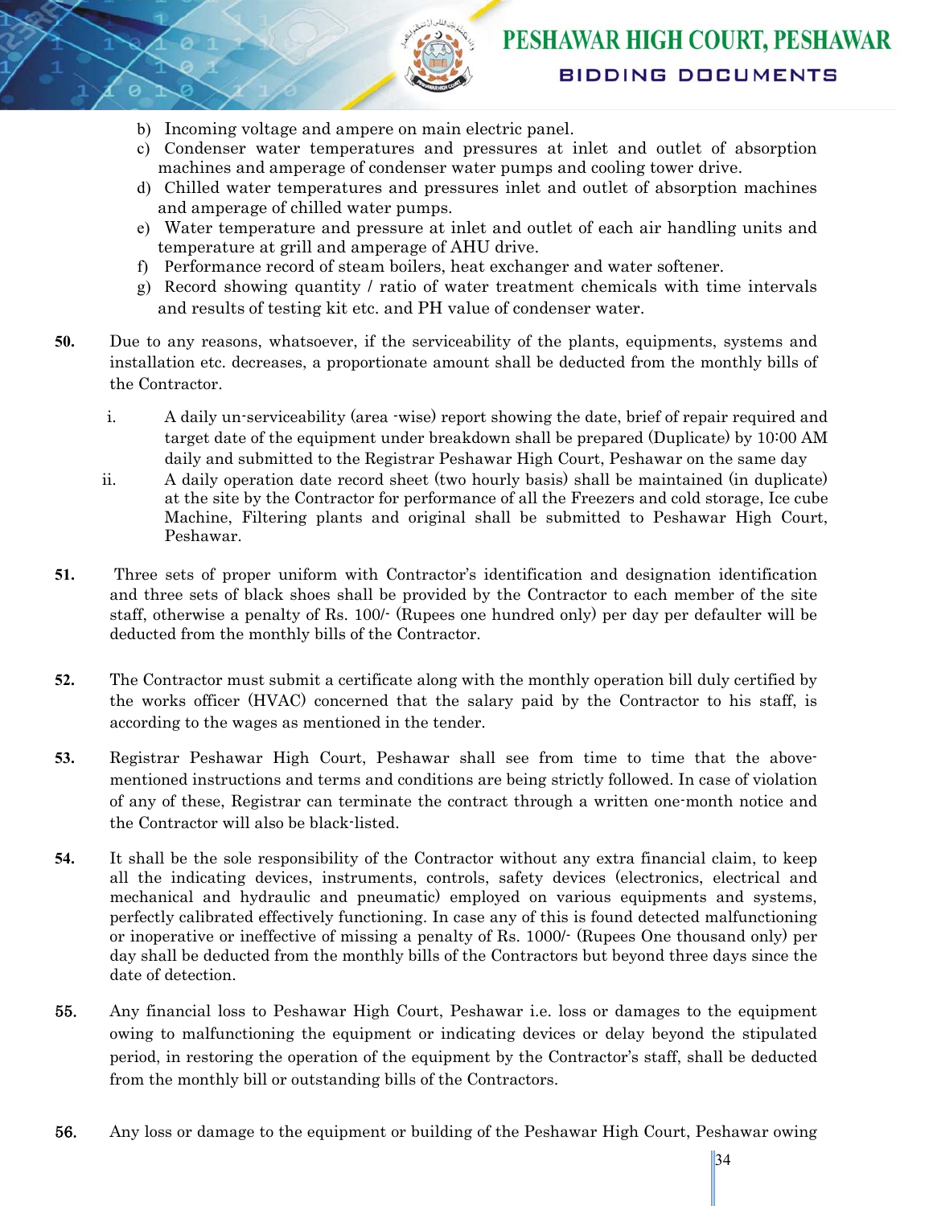b) Incoming voltage and ampere on main electric panel.
c) Condenser water temperatures and pressures at inlet and outlet of absorption machines and amperage of condenser water pumps and cooling tower drive.
d) Chilled water temperatures and pressures inlet and outlet of absorption machines and amperage of chilled water pumps.
e) Water temperature and pressure at inlet and outlet of each air handling units and temperature at grill and amperage of AHU drive.
f) Performance record of steam boilers, heat exchanger and water softener.
g) Record showing quantity / ratio of water treatment chemicals with time intervals and results of testing kit etc. and PH value of condenser water.

**50.** Due to any reasons, whatsoever, if the serviceability of the plants, equipments, systems and installation etc. decreases, a proportionate amount shall be deducted from the monthly bills of the Contractor.

i. A daily un-serviceability (area -wise) report showing the date, brief of repair required and target date of the equipment under breakdown shall be prepared (Duplicate) by 10:00 AM daily and submitted to the Registrar Peshawar High Court, Peshawar on the same day

ii. A daily operation date record sheet (two hourly basis) shall be maintained (in duplicate) at the site by the Contractor for performance of all the Freezers and cold storage, Ice cube Machine, Filtering plants and original shall be submitted to Peshawar High Court, Peshawar.

**51.** Three sets of proper uniform with Contractor's identification and designation identification and three sets of black shoes shall be provided by the Contractor to each member of the site staff, otherwise a penalty of Rs. 100/- (Rupees one hundred only) per day per defaulter will be deducted from the monthly bills of the Contractor.

**52.** The Contractor must submit a certificate along with the monthly operation bill duly certified by the works officer (HVAC) concerned that the salary paid by the Contractor to his staff, is according to the wages as mentioned in the tender.

**53.** Registrar Peshawar High Court, Peshawar shall see from time to time that the above-mentioned instructions and terms and conditions are being strictly followed. In case of violation of any of these, Registrar can terminate the contract through a written one-month notice and the Contractor will also be black-listed.

**54.** It shall be the sole responsibility of the Contractor without any extra financial claim, to keep all the indicating devices, instruments, controls, safety devices (electronics, electrical and mechanical and hydraulic and pneumatic) employed on various equipments and systems, perfectly calibrated effectively functioning. In case any of this is found detected malfunctioning or inoperative or ineffective of missing a penalty of Rs. 1000/- (Rupees One thousand only) per day shall be deducted from the monthly bills of the Contractors but beyond three days since the date of detection.

**55.** Any financial loss to Peshawar High Court, Peshawar i.e. loss or damages to the equipment owing to malfunctioning the equipment or indicating devices or delay beyond the stipulated period, in restoring the operation of the equipment by the Contractor's staff, shall be deducted from the monthly bill or outstanding bills of the Contractors.

**56.** Any loss or damage to the equipment or building of the Peshawar High Court, Peshawar owing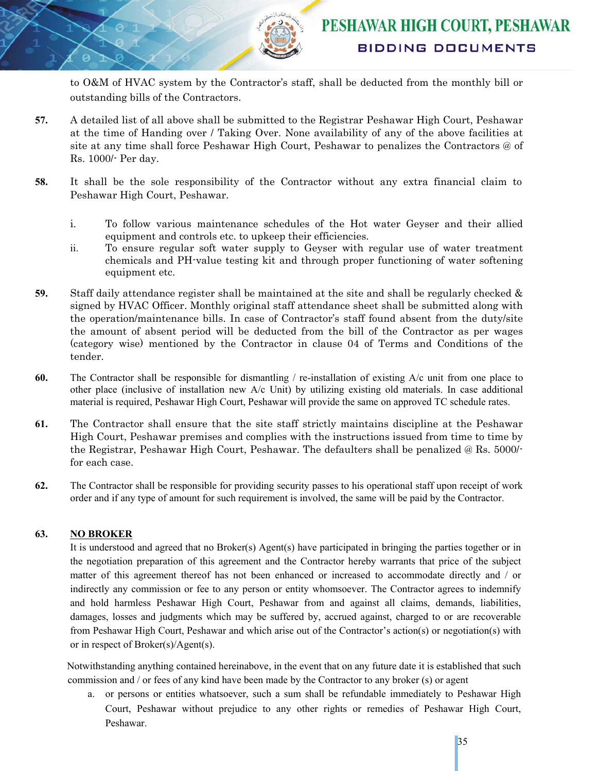to O&M of HVAC system by the Contractor's staff, shall be deducted from the monthly bill or outstanding bills of the Contractors.

**57.** A detailed list of all above shall be submitted to the Registrar Peshawar High Court, Peshawar at the time of Handing over / Taking Over. None availability of any of the above facilities at site at any time shall force Peshawar High Court, Peshawar to penalizes the Contractors @ of Rs. 1000/- Per day.

**58.** It shall be the sole responsibility of the Contractor without any extra financial claim to Peshawar High Court, Peshawar.

i. To follow various maintenance schedules of the Hot water Geyser and their allied equipment and controls etc. to upkeep their efficiencies.

ii. To ensure regular soft water supply to Geyser with regular use of water treatment chemicals and PH-value testing kit and through proper functioning of water softening equipment etc.

**59.** Staff daily attendance register shall be maintained at the site and shall be regularly checked & signed by HVAC Officer. Monthly original staff attendance sheet shall be submitted along with the operation/maintenance bills. In case of Contractor's staff found absent from the duty/site the amount of absent period will be deducted from the bill of the Contractor as per wages (category wise) mentioned by the Contractor in clause 04 of Terms and Conditions of the tender.

**60.** The Contractor shall be responsible for dismantling / re-installation of existing A/c unit from one place to other place (inclusive of installation new A/c Unit) by utilizing existing old materials. In case additional material is required, Peshawar High Court, Peshawar will provide the same on approved TC schedule rates.

**61.** The Contractor shall ensure that the site staff strictly maintains discipline at the Peshawar High Court, Peshawar premises and complies with the instructions issued from time to time by the Registrar, Peshawar High Court, Peshawar. The defaulters shall be penalized @ Rs. 5000/- for each case.

**62.** The Contractor shall be responsible for providing security passes to his operational staff upon receipt of work order and if any type of amount for such requirement is involved, the same will be paid by the Contractor.

**63. <u>NO BROKER</u>**

It is understood and agreed that no Broker(s) Agent(s) have participated in bringing the parties together or in the negotiation preparation of this agreement and the Contractor hereby warrants that price of the subject matter of this agreement thereof has not been enhanced or increased to accommodate directly and / or indirectly any commission or fee to any person or entity whomsoever. The Contractor agrees to indemnify and hold harmless Peshawar High Court, Peshawar from and against all claims, demands, liabilities, damages, losses and judgments which may be suffered by, accrued against, charged to or are recoverable from Peshawar High Court, Peshawar and which arise out of the Contractor's action(s) or negotiation(s) with or in respect of Broker(s)/Agent(s).

Notwithstanding anything contained hereinabove, in the event that on any future date it is established that such commission and / or fees of any kind have been made by the Contractor to any broker (s) or agent

a. or persons or entities whatsoever, such a sum shall be refundable immediately to Peshawar High Court, Peshawar without prejudice to any other rights or remedies of Peshawar High Court, Peshawar.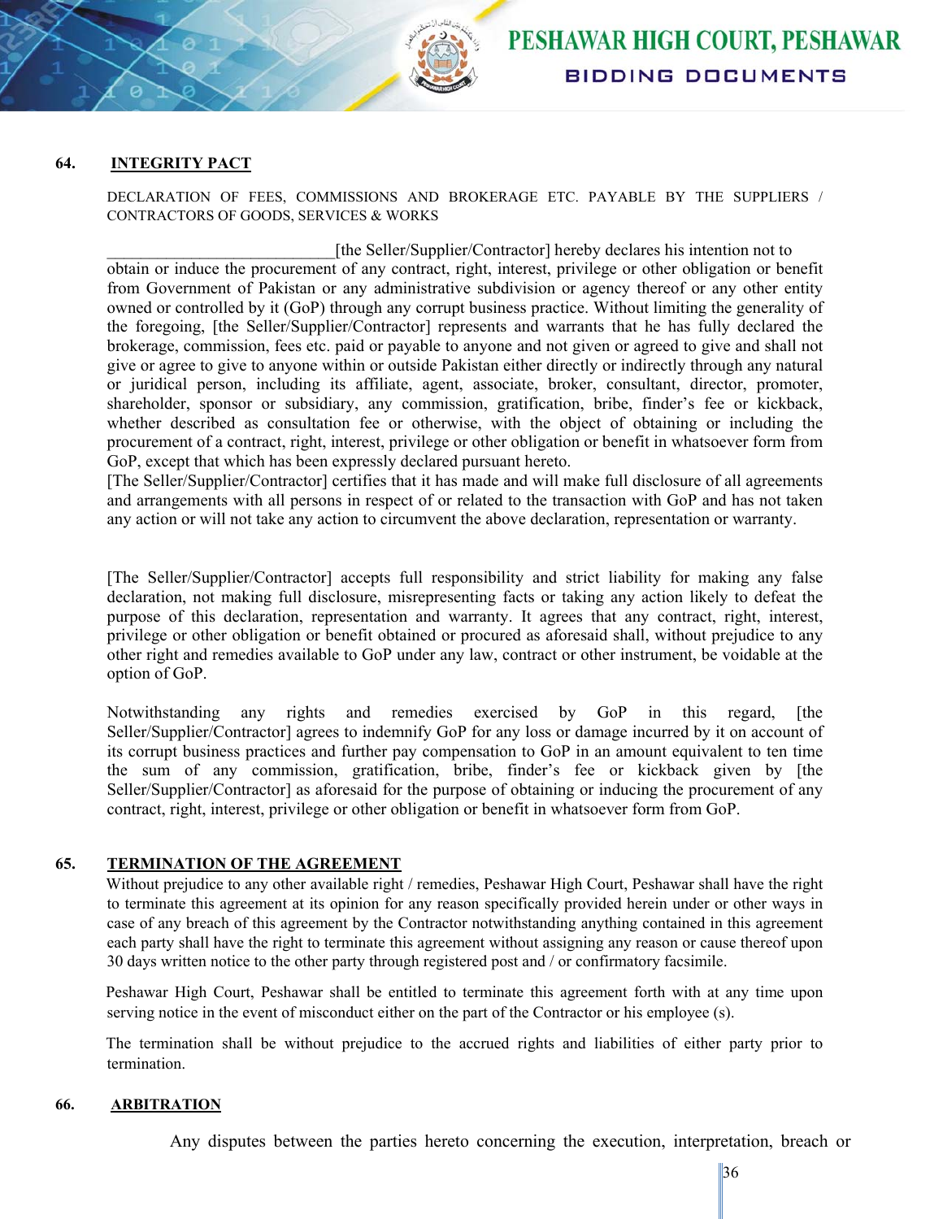## 64. INTEGRITY PACT

DECLARATION OF FEES, COMMISSIONS AND BROKERAGE ETC. PAYABLE BY THE SUPPLIERS / CONTRACTORS OF GOODS, SERVICES & WORKS

___________________________[the Seller/Supplier/Contractor] hereby declares his intention not to obtain or induce the procurement of any contract, right, interest, privilege or other obligation or benefit from Government of Pakistan or any administrative subdivision or agency thereof or any other entity owned or controlled by it (GoP) through any corrupt business practice. Without limiting the generality of the foregoing, [the Seller/Supplier/Contractor] represents and warrants that he has fully declared the brokerage, commission, fees etc. paid or payable to anyone and not given or agreed to give and shall not give or agree to give to anyone within or outside Pakistan either directly or indirectly through any natural or juridical person, including its affiliate, agent, associate, broker, consultant, director, promoter, shareholder, sponsor or subsidiary, any commission, gratification, bribe, finder's fee or kickback, whether described as consultation fee or otherwise, with the object of obtaining or including the procurement of a contract, right, interest, privilege or other obligation or benefit in whatsoever form from GoP, except that which has been expressly declared pursuant hereto.

[The Seller/Supplier/Contractor] certifies that it has made and will make full disclosure of all agreements and arrangements with all persons in respect of or related to the transaction with GoP and has not taken any action or will not take any action to circumvent the above declaration, representation or warranty.

[The Seller/Supplier/Contractor] accepts full responsibility and strict liability for making any false declaration, not making full disclosure, misrepresenting facts or taking any action likely to defeat the purpose of this declaration, representation and warranty. It agrees that any contract, right, interest, privilege or other obligation or benefit obtained or procured as aforesaid shall, without prejudice to any other right and remedies available to GoP under any law, contract or other instrument, be voidable at the option of GoP.

Notwithstanding any rights and remedies exercised by GoP in this regard, [the Seller/Supplier/Contractor] agrees to indemnify GoP for any loss or damage incurred by it on account of its corrupt business practices and further pay compensation to GoP in an amount equivalent to ten time the sum of any commission, gratification, bribe, finder's fee or kickback given by [the Seller/Supplier/Contractor] as aforesaid for the purpose of obtaining or inducing the procurement of any contract, right, interest, privilege or other obligation or benefit in whatsoever form from GoP.

## 65. TERMINATION OF THE AGREEMENT

Without prejudice to any other available right / remedies, Peshawar High Court, Peshawar shall have the right to terminate this agreement at its opinion for any reason specifically provided herein under or other ways in case of any breach of this agreement by the Contractor notwithstanding anything contained in this agreement each party shall have the right to terminate this agreement without assigning any reason or cause thereof upon 30 days written notice to the other party through registered post and / or confirmatory facsimile.

Peshawar High Court, Peshawar shall be entitled to terminate this agreement forth with at any time upon serving notice in the event of misconduct either on the part of the Contractor or his employee (s).

The termination shall be without prejudice to the accrued rights and liabilities of either party prior to termination.

## 66. ARBITRATION

Any disputes between the parties hereto concerning the execution, interpretation, breach or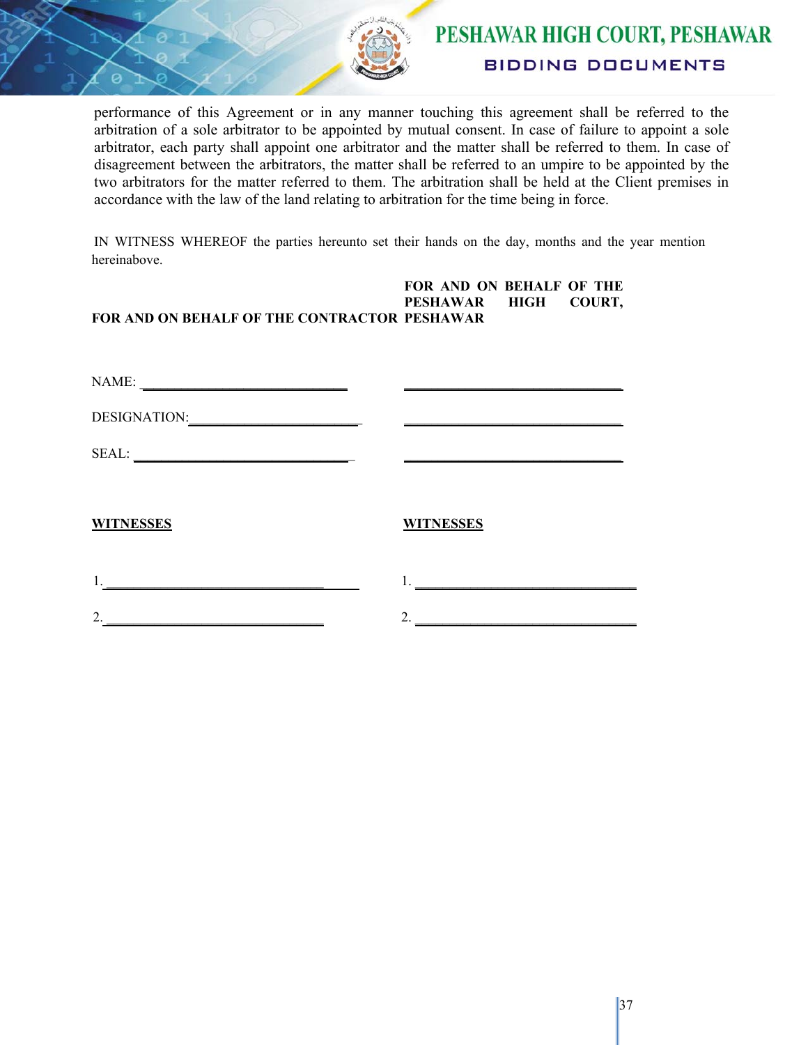performance of this Agreement or in any manner touching this agreement shall be referred to the arbitration of a sole arbitrator to be appointed by mutual consent. In case of failure to appoint a sole arbitrator, each party shall appoint one arbitrator and the matter shall be referred to them. In case of disagreement between the arbitrators, the matter shall be referred to an umpire to be appointed by the two arbitrators for the matter referred to them. The arbitration shall be held at the Client premises in accordance with the law of the land relating to arbitration for the time being in force.

IN WITNESS WHEREOF the parties hereunto set their hands on the day, months and the year mention hereinabove.

| **FOR AND ON BEHALF OF THE CONTRACTOR** | **FOR AND ON BEHALF OF THE PESHAWAR HIGH COURT, PESHAWAR** |
|---|---|
| NAME: ______________________________ | ______________________________ |
| DESIGNATION: ________________________ | ______________________________ |
| SEAL: ______________________________ | ______________________________ |

| **WITNESSES** | **WITNESSES** |
|---|---|
| 1. ______________________________ | 1. ______________________________ |
| 2. ______________________________ | 2. ______________________________ |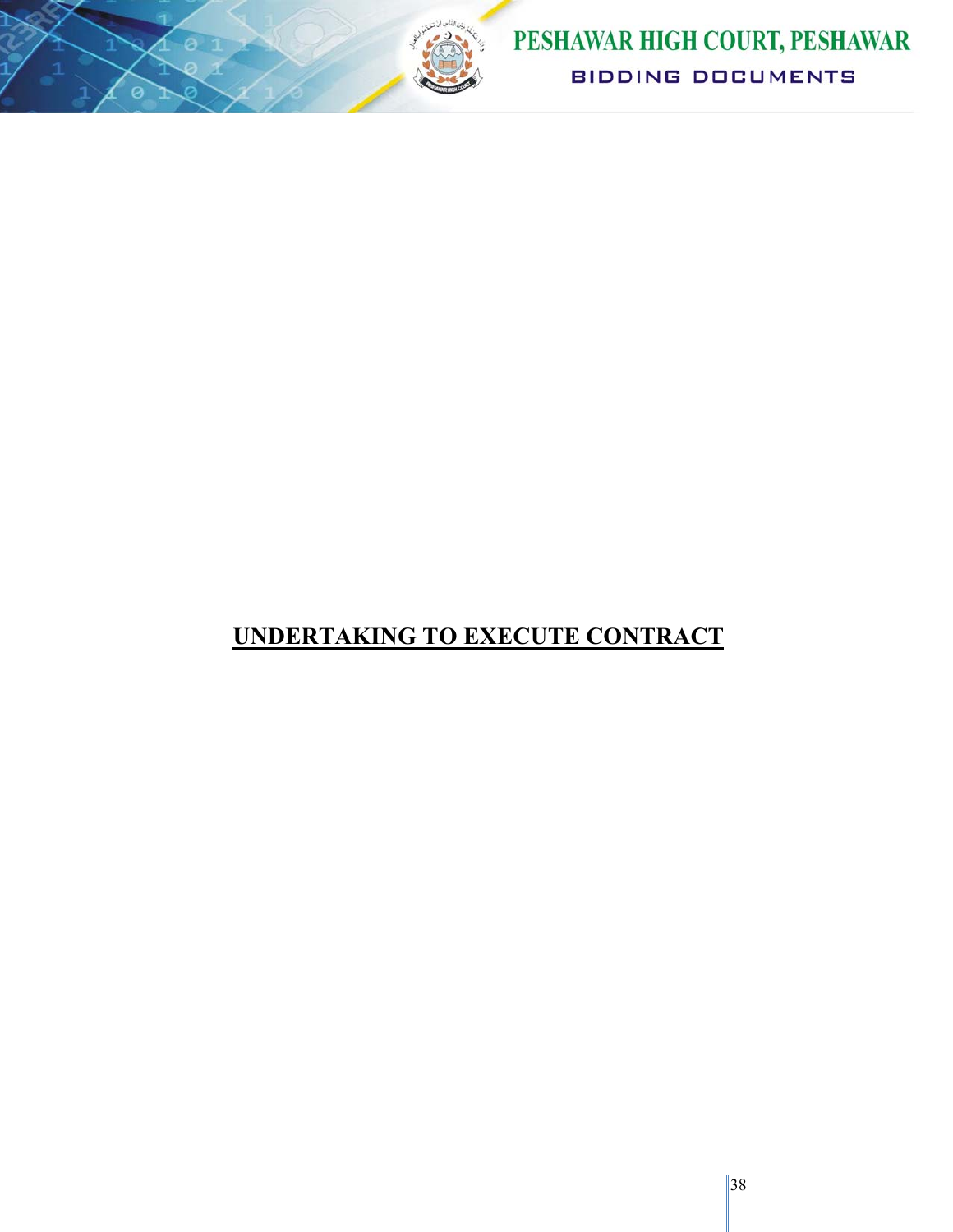# **UNDERTAKING TO EXECUTE CONTRACT**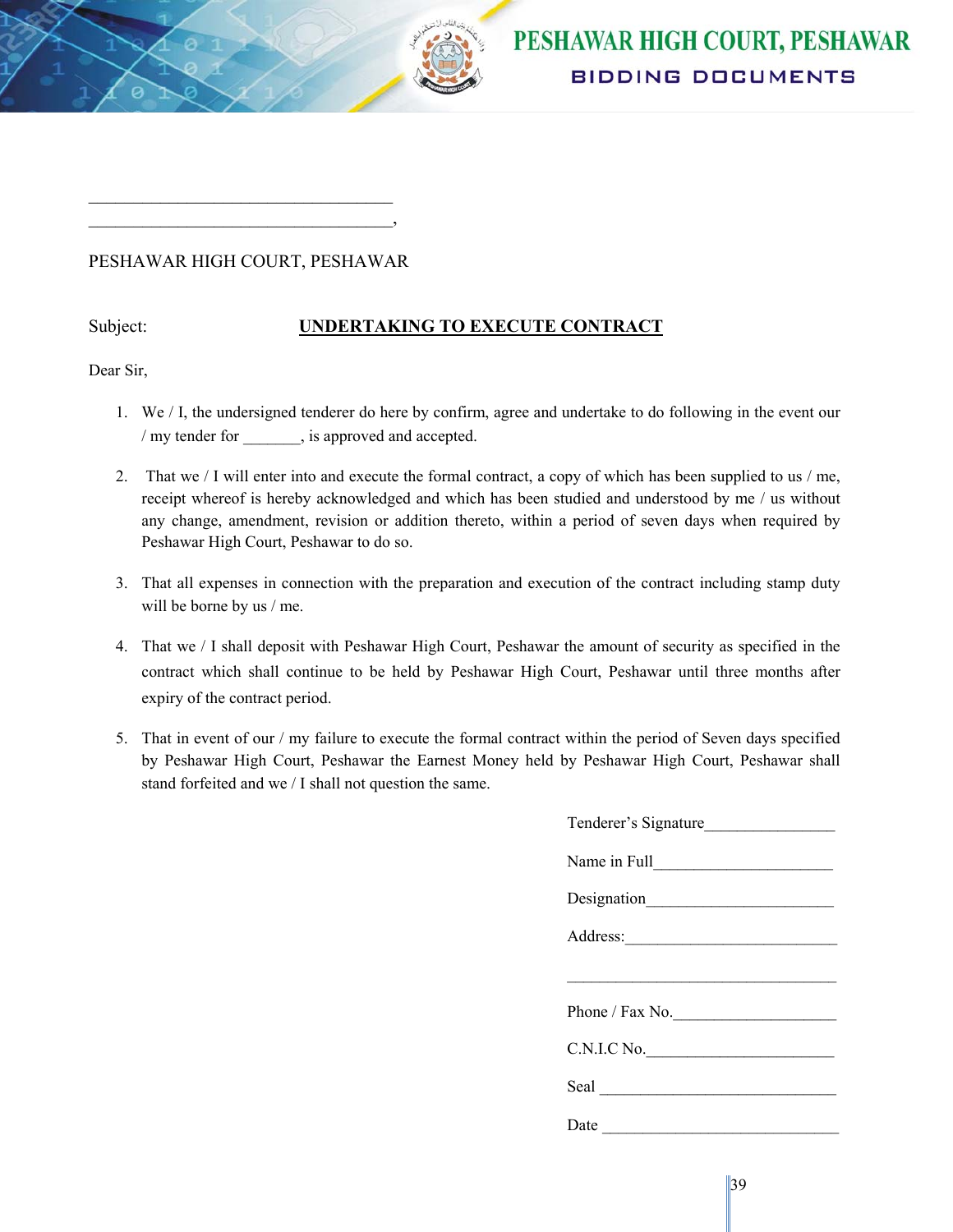_________________________________

_________________________________,

PESHAWAR HIGH COURT, PESHAWAR

Subject: **UNDERTAKING TO EXECUTE CONTRACT**

Dear Sir,

1. We / I, the undersigned tenderer do here by confirm, agree and undertake to do following in the event our / my tender for _______, is approved and accepted.

2. That we / I will enter into and execute the formal contract, a copy of which has been supplied to us / me, receipt whereof is hereby acknowledged and which has been studied and understood by me / us without any change, amendment, revision or addition thereto, within a period of seven days when required by Peshawar High Court, Peshawar to do so.

3. That all expenses in connection with the preparation and execution of the contract including stamp duty will be borne by us / me.

4. That we / I shall deposit with Peshawar High Court, Peshawar the amount of security as specified in the contract which shall continue to be held by Peshawar High Court, Peshawar until three months after expiry of the contract period.

5. That in event of our / my failure to execute the formal contract within the period of Seven days specified by Peshawar High Court, Peshawar the Earnest Money held by Peshawar High Court, Peshawar shall stand forfeited and we / I shall not question the same.

Tenderer's Signature_______________

Name in Full_____________________

Designation______________________

Address:_________________________

_________________________________

Phone / Fax No.___________________

C.N.I.C No._______________________

Seal _____________________________

Date _____________________________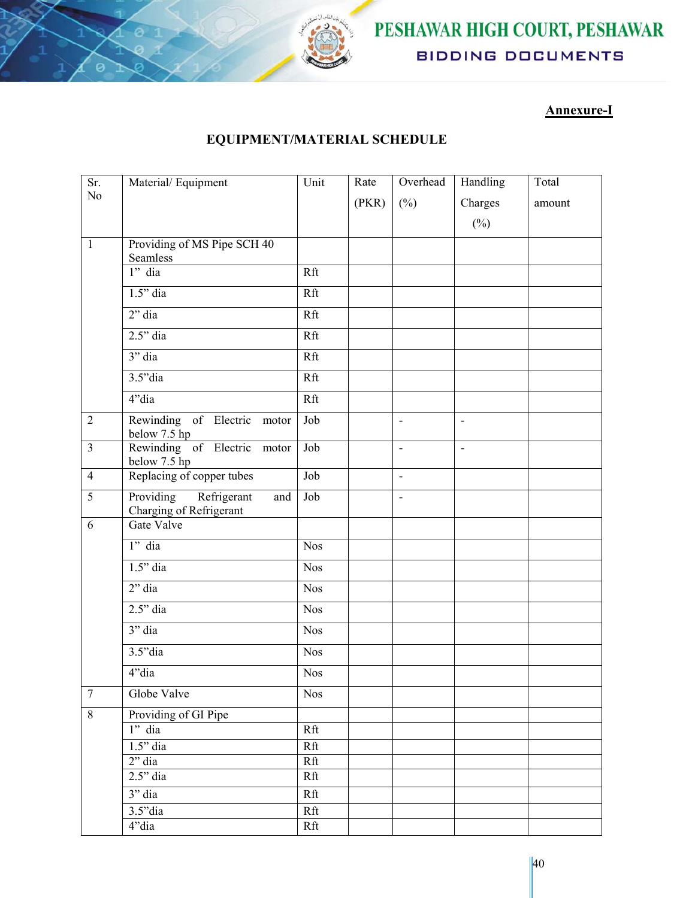**Annexure-I**

## EQUIPMENT/MATERIAL SCHEDULE

| Sr. No | Material/ Equipment | Unit | Rate (PKR) | Overhead (%) | Handling Charges (%) | Total amount |
|---|---|---|---|---|---|---|
| 1 | Providing of MS Pipe SCH 40 Seamless | | | | | |
| | 1" dia | Rft | | | | |
| | 1.5" dia | Rft | | | | |
| | 2" dia | Rft | | | | |
| | 2.5" dia | Rft | | | | |
| | 3" dia | Rft | | | | |
| | 3.5"dia | Rft | | | | |
| | 4"dia | Rft | | | | |
| 2 | Rewinding of Electric motor below 7.5 hp | Job | | - | - | |
| 3 | Rewinding of Electric motor below 7.5 hp | Job | | - | - | |
| 4 | Replacing of copper tubes | Job | | - | | |
| 5 | Providing Refrigerant and Charging of Refrigerant | Job | | - | | |
| 6 | Gate Valve | | | | | |
| | 1" dia | Nos | | | | |
| | 1.5" dia | Nos | | | | |
| | 2" dia | Nos | | | | |
| | 2.5" dia | Nos | | | | |
| | 3" dia | Nos | | | | |
| | 3.5"dia | Nos | | | | |
| | 4"dia | Nos | | | | |
| 7 | Globe Valve | Nos | | | | |
| 8 | Providing of GI Pipe | | | | | |
| | 1" dia | Rft | | | | |
| | 1.5" dia | Rft | | | | |
| | 2" dia | Rft | | | | |
| | 2.5" dia | Rft | | | | |
| | 3" dia | Rft | | | | |
| | 3.5"dia | Rft | | | | |
| | 4"dia | Rft | | | | |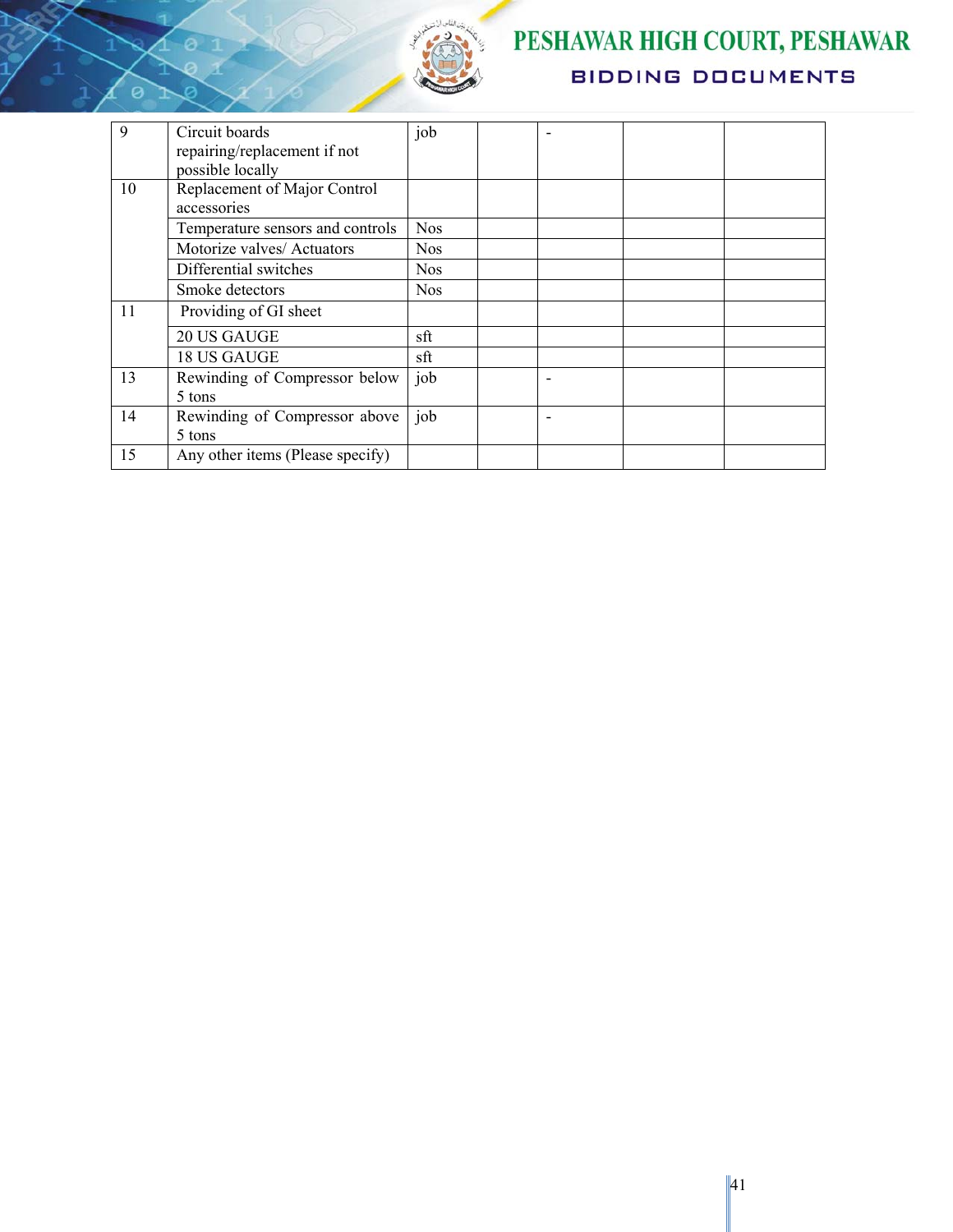| | | | | | | |
|---|---|---|---|---|---|---|
| 9 | Circuit boards repairing/replacement if not possible locally | job | | - | | |
| 10 | Replacement of Major Control accessories | | | | | |
| | Temperature sensors and controls | Nos | | | | |
| | Motorize valves/ Actuators | Nos | | | | |
| | Differential switches | Nos | | | | |
| | Smoke detectors | Nos | | | | |
| 11 | Providing of GI sheet | | | | | |
| | 20 US GAUGE | sft | | | | |
| | 18 US GAUGE | sft | | | | |
| 13 | Rewinding of Compressor below 5 tons | job | | - | | |
| 14 | Rewinding of Compressor above 5 tons | job | | - | | |
| 15 | Any other items (Please specify) | | | | | |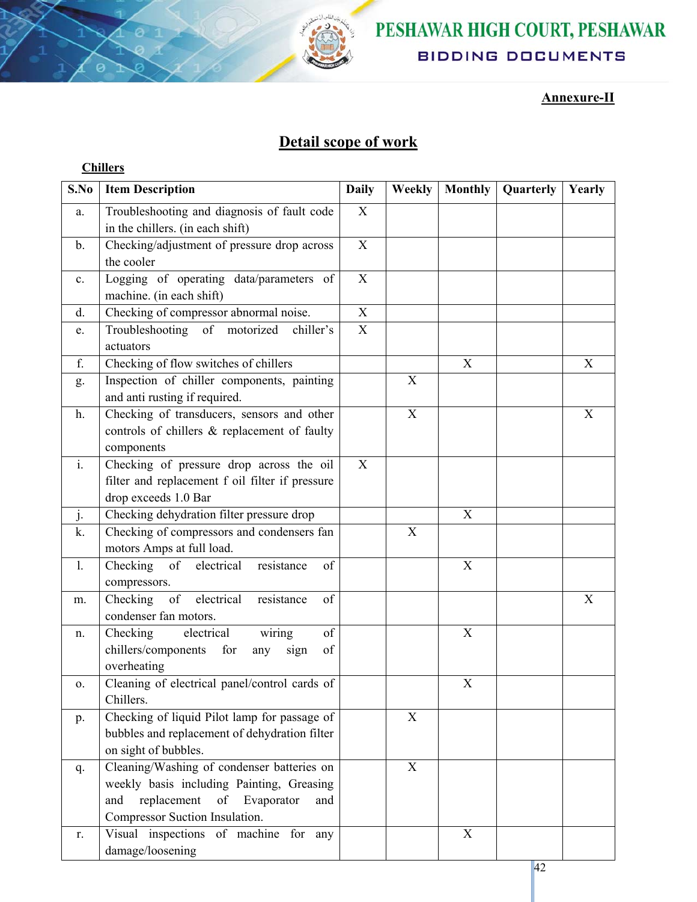Annexure-II

# Detail scope of work

**Chillers**

| S.No | Item Description | Daily | Weekly | Monthly | Quarterly | Yearly |
|---|---|---|---|---|---|---|
| a. | Troubleshooting and diagnosis of fault code in the chillers. (in each shift) | X | | | | |
| b. | Checking/adjustment of pressure drop across the cooler | X | | | | |
| c. | Logging of operating data/parameters of machine. (in each shift) | X | | | | |
| d. | Checking of compressor abnormal noise. | X | | | | |
| e. | Troubleshooting of motorized chiller's actuators | X | | | | |
| f. | Checking of flow switches of chillers | | | X | | X |
| g. | Inspection of chiller components, painting and anti rusting if required. | | X | | | |
| h. | Checking of transducers, sensors and other controls of chillers & replacement of faulty components | | X | | | X |
| i. | Checking of pressure drop across the oil filter and replacement f oil filter if pressure drop exceeds 1.0 Bar | X | | | | |
| j. | Checking dehydration filter pressure drop | | | X | | |
| k. | Checking of compressors and condensers fan motors Amps at full load. | | X | | | |
| l. | Checking of electrical resistance of compressors. | | | X | | |
| m. | Checking of electrical resistance of condenser fan motors. | | | | | X |
| n. | Checking electrical wiring of chillers/components for any sign of overheating | | | X | | |
| o. | Cleaning of electrical panel/control cards of Chillers. | | | X | | |
| p. | Checking of liquid Pilot lamp for passage of bubbles and replacement of dehydration filter on sight of bubbles. | | X | | | |
| q. | Cleaning/Washing of condenser batteries on weekly basis including Painting, Greasing and replacement of Evaporator and Compressor Suction Insulation. | | X | | | |
| r. | Visual inspections of machine for any damage/loosening | | | X | | |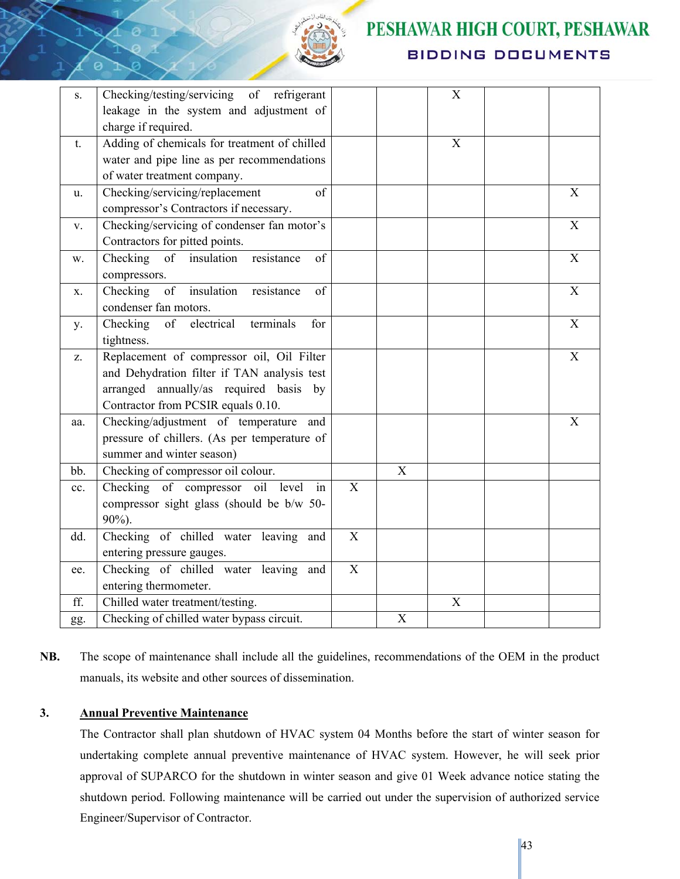| | | | | | | |
|---|---|---|---|---|---|---|
| s. | Checking/testing/servicing of refrigerant leakage in the system and adjustment of charge if required. | | | X | | |
| t. | Adding of chemicals for treatment of chilled water and pipe line as per recommendations of water treatment company. | | | X | | |
| u. | Checking/servicing/replacement of compressor's Contractors if necessary. | | | | | X |
| v. | Checking/servicing of condenser fan motor's Contractors for pitted points. | | | | | X |
| w. | Checking of insulation resistance of compressors. | | | | | X |
| x. | Checking of insulation resistance of condenser fan motors. | | | | | X |
| y. | Checking of electrical terminals for tightness. | | | | | X |
| z. | Replacement of compressor oil, Oil Filter and Dehydration filter if TAN analysis test arranged annually/as required basis by Contractor from PCSIR equals 0.10. | | | | | X |
| aa. | Checking/adjustment of temperature and pressure of chillers. (As per temperature of summer and winter season) | | | | | X |
| bb. | Checking of compressor oil colour. | | X | | | |
| cc. | Checking of compressor oil level in compressor sight glass (should be b/w 50-90%). | X | | | | |
| dd. | Checking of chilled water leaving and entering pressure gauges. | X | | | | |
| ee. | Checking of chilled water leaving and entering thermometer. | X | | | | |
| ff. | Chilled water treatment/testing. | | | X | | |
| gg. | Checking of chilled water bypass circuit. | | X | | | |

**NB.** The scope of maintenance shall include all the guidelines, recommendations of the OEM in the product manuals, its website and other sources of dissemination.

**3. <u>Annual Preventive Maintenance</u>**

The Contractor shall plan shutdown of HVAC system 04 Months before the start of winter season for undertaking complete annual preventive maintenance of HVAC system. However, he will seek prior approval of SUPARCO for the shutdown in winter season and give 01 Week advance notice stating the shutdown period. Following maintenance will be carried out under the supervision of authorized service Engineer/Supervisor of Contractor.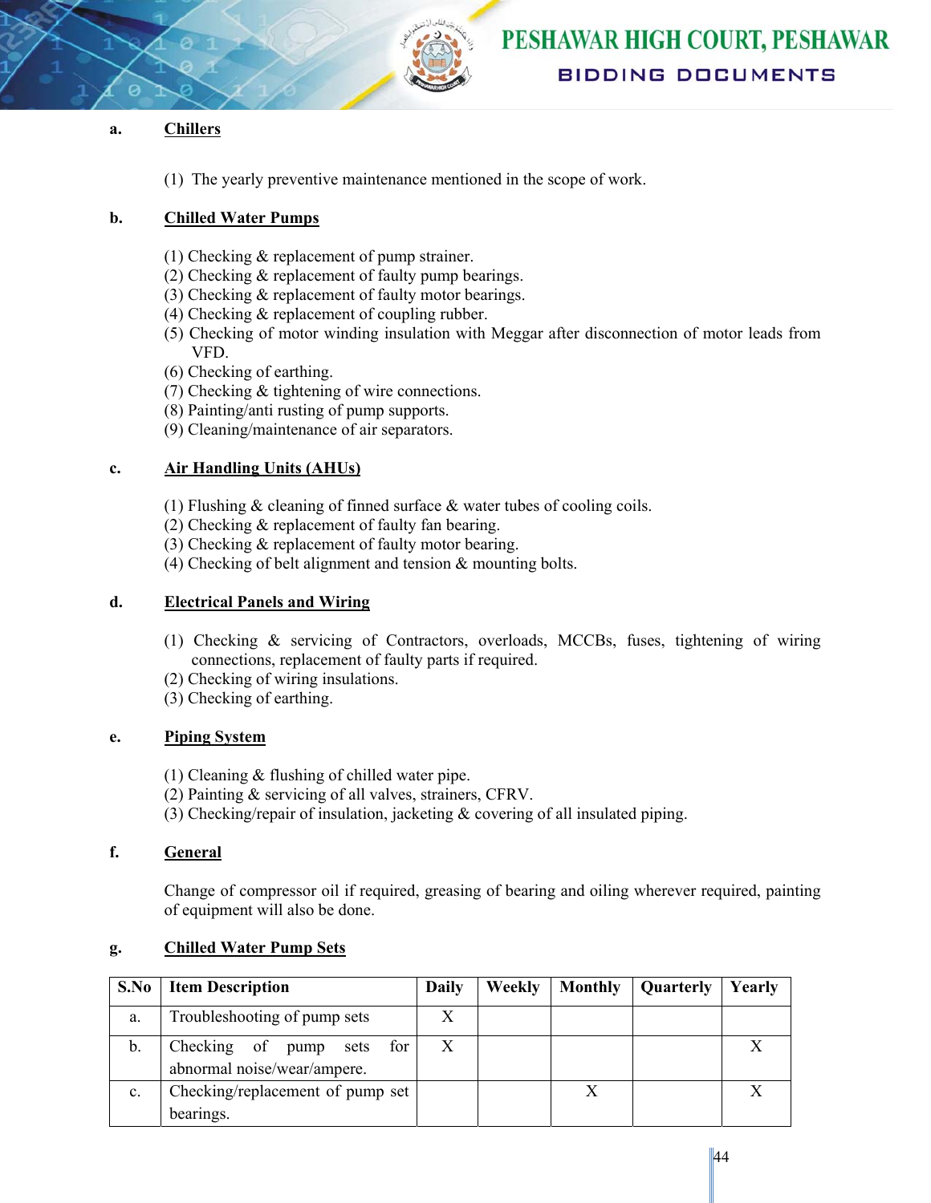a. **<u>Chillers</u>**

(1) The yearly preventive maintenance mentioned in the scope of work.

b. **<u>Chilled Water Pumps</u>**

(1) Checking & replacement of pump strainer.
(2) Checking & replacement of faulty pump bearings.
(3) Checking & replacement of faulty motor bearings.
(4) Checking & replacement of coupling rubber.
(5) Checking of motor winding insulation with Meggar after disconnection of motor leads from VFD.
(6) Checking of earthing.
(7) Checking & tightening of wire connections.
(8) Painting/anti rusting of pump supports.
(9) Cleaning/maintenance of air separators.

c. **<u>Air Handling Units (AHUs)</u>**

(1) Flushing & cleaning of finned surface & water tubes of cooling coils.
(2) Checking & replacement of faulty fan bearing.
(3) Checking & replacement of faulty motor bearing.
(4) Checking of belt alignment and tension & mounting bolts.

d. **<u>Electrical Panels and Wiring</u>**

(1) Checking & servicing of Contractors, overloads, MCCBs, fuses, tightening of wiring connections, replacement of faulty parts if required.
(2) Checking of wiring insulations.
(3) Checking of earthing.

e. **<u>Piping System</u>**

(1) Cleaning & flushing of chilled water pipe.
(2) Painting & servicing of all valves, strainers, CFRV.
(3) Checking/repair of insulation, jacketing & covering of all insulated piping.

f. **<u>General</u>**

Change of compressor oil if required, greasing of bearing and oiling wherever required, painting of equipment will also be done.

g. **<u>Chilled Water Pump Sets</u>**

| S.No | Item Description | Daily | Weekly | Monthly | Quarterly | Yearly |
|---|---|---|---|---|---|---|
| a. | Troubleshooting of pump sets | X | | | | |
| b. | Checking of pump sets for abnormal noise/wear/ampere. | X | | | | X |
| c. | Checking/replacement of pump set bearings. | | | X | | X |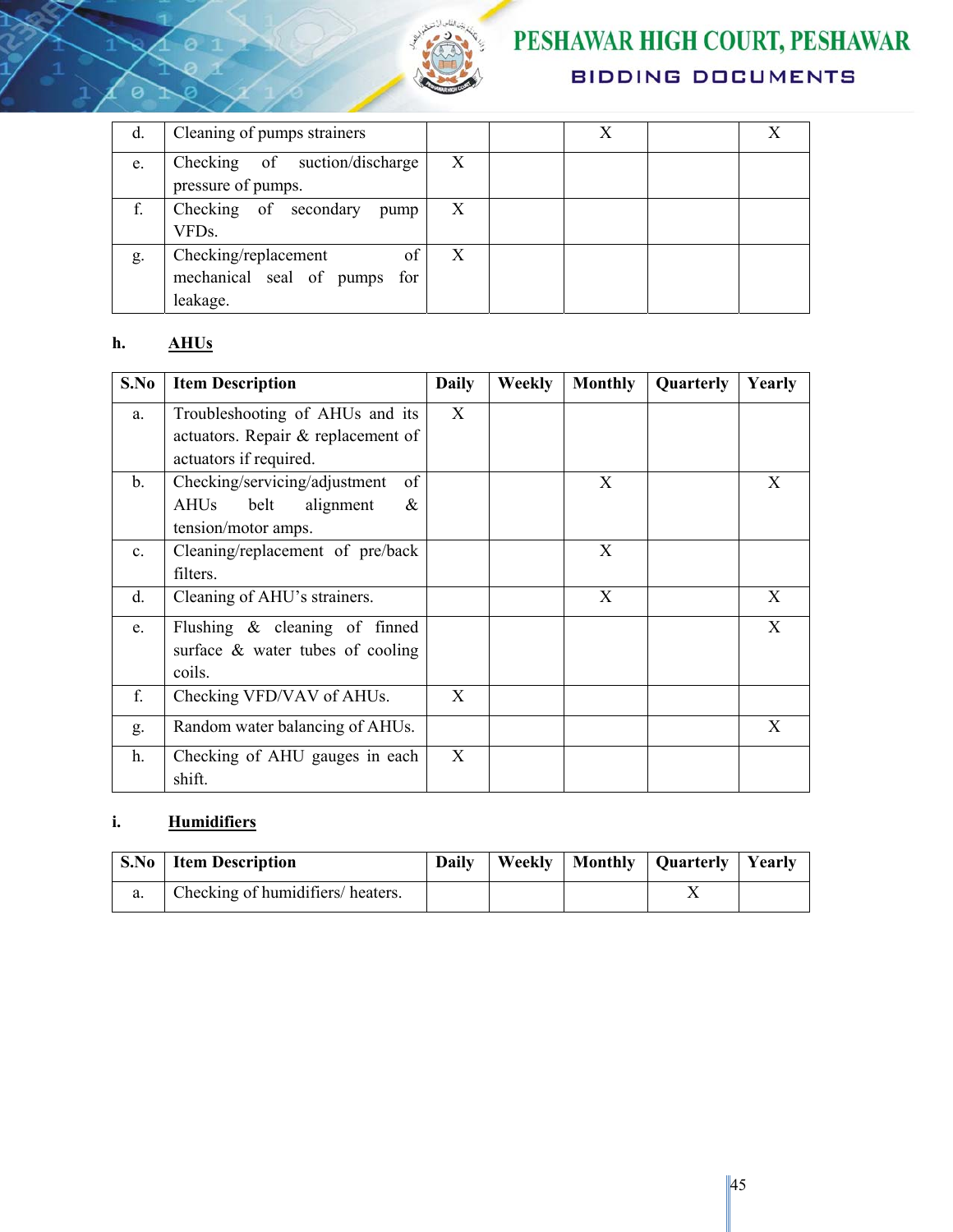| | | | | | | |
|---|---|---|---|---|---|---|
| d. | Cleaning of pumps strainers | | | X | | X |
| e. | Checking of suction/discharge pressure of pumps. | X | | | | |
| f. | Checking of secondary pump VFDs. | X | | | | |
| g. | Checking/replacement of mechanical seal of pumps for leakage. | X | | | | |

**h.** **<u>AHUs</u>**

| S.No | Item Description | Daily | Weekly | Monthly | Quarterly | Yearly |
|---|---|---|---|---|---|---|
| a. | Troubleshooting of AHUs and its actuators. Repair & replacement of actuators if required. | X | | | | |
| b. | Checking/servicing/adjustment of AHUs belt alignment & tension/motor amps. | | | X | | X |
| c. | Cleaning/replacement of pre/back filters. | | | X | | |
| d. | Cleaning of AHU's strainers. | | | X | | X |
| e. | Flushing & cleaning of finned surface & water tubes of cooling coils. | | | | | X |
| f. | Checking VFD/VAV of AHUs. | X | | | | |
| g. | Random water balancing of AHUs. | | | | | X |
| h. | Checking of AHU gauges in each shift. | X | | | | |

**i.** **<u>Humidifiers</u>**

| S.No | Item Description | Daily | Weekly | Monthly | Quarterly | Yearly |
|---|---|---|---|---|---|---|
| a. | Checking of humidifiers/ heaters. | | | | X | |